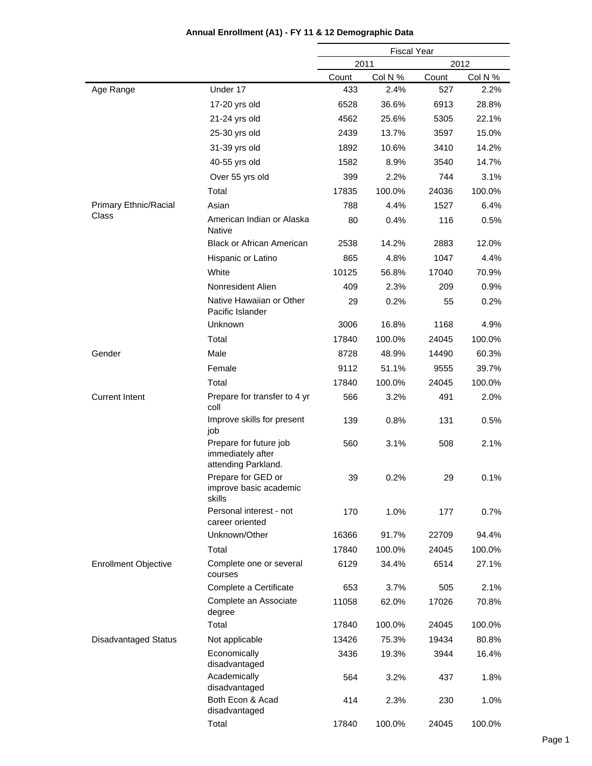# Annual Enrollment (A1) - FY 11 & 12 Demographic Data

| | | Fiscal Year | | | |
|---|---|---|---|---|---|
| | | 2011 | | 2012 | |
| | | Count | Col N % | Count | Col N % |
| Age Range | Under 17 | 433 | 2.4% | 527 | 2.2% |
| | 17-20 yrs old | 6528 | 36.6% | 6913 | 28.8% |
| | 21-24 yrs old | 4562 | 25.6% | 5305 | 22.1% |
| | 25-30 yrs old | 2439 | 13.7% | 3597 | 15.0% |
| | 31-39 yrs old | 1892 | 10.6% | 3410 | 14.2% |
| | 40-55 yrs old | 1582 | 8.9% | 3540 | 14.7% |
| | Over 55 yrs old | 399 | 2.2% | 744 | 3.1% |
| | Total | 17835 | 100.0% | 24036 | 100.0% |
| Primary Ethnic/Racial Class | Asian | 788 | 4.4% | 1527 | 6.4% |
| | American Indian or Alaska Native | 80 | 0.4% | 116 | 0.5% |
| | Black or African American | 2538 | 14.2% | 2883 | 12.0% |
| | Hispanic or Latino | 865 | 4.8% | 1047 | 4.4% |
| | White | 10125 | 56.8% | 17040 | 70.9% |
| | Nonresident Alien | 409 | 2.3% | 209 | 0.9% |
| | Native Hawaiian or Other Pacific Islander | 29 | 0.2% | 55 | 0.2% |
| | Unknown | 3006 | 16.8% | 1168 | 4.9% |
| | Total | 17840 | 100.0% | 24045 | 100.0% |
| Gender | Male | 8728 | 48.9% | 14490 | 60.3% |
| | Female | 9112 | 51.1% | 9555 | 39.7% |
| | Total | 17840 | 100.0% | 24045 | 100.0% |
| Current Intent | Prepare for transfer to 4 yr coll | 566 | 3.2% | 491 | 2.0% |
| | Improve skills for present job | 139 | 0.8% | 131 | 0.5% |
| | Prepare for future job immediately after attending Parkland. | 560 | 3.1% | 508 | 2.1% |
| | Prepare for GED or improve basic academic skills | 39 | 0.2% | 29 | 0.1% |
| | Personal interest - not career oriented | 170 | 1.0% | 177 | 0.7% |
| | Unknown/Other | 16366 | 91.7% | 22709 | 94.4% |
| | Total | 17840 | 100.0% | 24045 | 100.0% |
| Enrollment Objective | Complete one or several courses | 6129 | 34.4% | 6514 | 27.1% |
| | Complete a Certificate | 653 | 3.7% | 505 | 2.1% |
| | Complete an Associate degree | 11058 | 62.0% | 17026 | 70.8% |
| | Total | 17840 | 100.0% | 24045 | 100.0% |
| Disadvantaged Status | Not applicable | 13426 | 75.3% | 19434 | 80.8% |
| | Economically disadvantaged | 3436 | 19.3% | 3944 | 16.4% |
| | Academically disadvantaged | 564 | 3.2% | 437 | 1.8% |
| | Both Econ & Acad disadvantaged | 414 | 2.3% | 230 | 1.0% |
| | Total | 17840 | 100.0% | 24045 | 100.0% |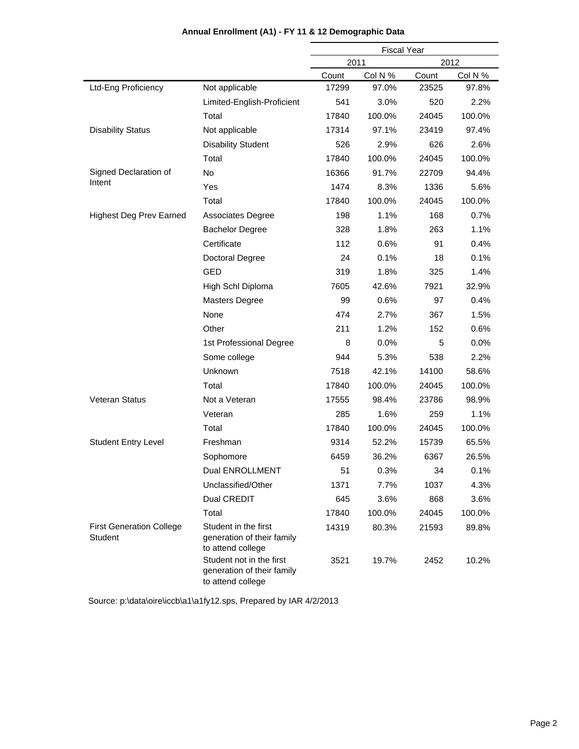# Annual Enrollment (A1) - FY 11 & 12 Demographic Data

| | | Fiscal Year | | | |
|---|---|---|---|---|---|
| | | 2011 | | 2012 | |
| | | Count | Col N % | Count | Col N % |
| Ltd-Eng Proficiency | Not applicable | 17299 | 97.0% | 23525 | 97.8% |
| | Limited-English-Proficient | 541 | 3.0% | 520 | 2.2% |
| | Total | 17840 | 100.0% | 24045 | 100.0% |
| Disability Status | Not applicable | 17314 | 97.1% | 23419 | 97.4% |
| | Disability Student | 526 | 2.9% | 626 | 2.6% |
| | Total | 17840 | 100.0% | 24045 | 100.0% |
| Signed Declaration of Intent | No | 16366 | 91.7% | 22709 | 94.4% |
| | Yes | 1474 | 8.3% | 1336 | 5.6% |
| | Total | 17840 | 100.0% | 24045 | 100.0% |
| Highest Deg Prev Earned | Associates Degree | 198 | 1.1% | 168 | 0.7% |
| | Bachelor Degree | 328 | 1.8% | 263 | 1.1% |
| | Certificate | 112 | 0.6% | 91 | 0.4% |
| | Doctoral Degree | 24 | 0.1% | 18 | 0.1% |
| | GED | 319 | 1.8% | 325 | 1.4% |
| | High Schl Diploma | 7605 | 42.6% | 7921 | 32.9% |
| | Masters Degree | 99 | 0.6% | 97 | 0.4% |
| | None | 474 | 2.7% | 367 | 1.5% |
| | Other | 211 | 1.2% | 152 | 0.6% |
| | 1st Professional Degree | 8 | 0.0% | 5 | 0.0% |
| | Some college | 944 | 5.3% | 538 | 2.2% |
| | Unknown | 7518 | 42.1% | 14100 | 58.6% |
| | Total | 17840 | 100.0% | 24045 | 100.0% |
| Veteran Status | Not a Veteran | 17555 | 98.4% | 23786 | 98.9% |
| | Veteran | 285 | 1.6% | 259 | 1.1% |
| | Total | 17840 | 100.0% | 24045 | 100.0% |
| Student Entry Level | Freshman | 9314 | 52.2% | 15739 | 65.5% |
| | Sophomore | 6459 | 36.2% | 6367 | 26.5% |
| | Dual ENROLLMENT | 51 | 0.3% | 34 | 0.1% |
| | Unclassified/Other | 1371 | 7.7% | 1037 | 4.3% |
| | Dual CREDIT | 645 | 3.6% | 868 | 3.6% |
| | Total | 17840 | 100.0% | 24045 | 100.0% |
| First Generation College Student | Student in the first generation of their family to attend college | 14319 | 80.3% | 21593 | 89.8% |
| | Student not in the first generation of their family to attend college | 3521 | 19.7% | 2452 | 10.2% |

Source: p:\data\oire\iccb\a1\a1fy12.sps, Prepared by IAR 4/2/2013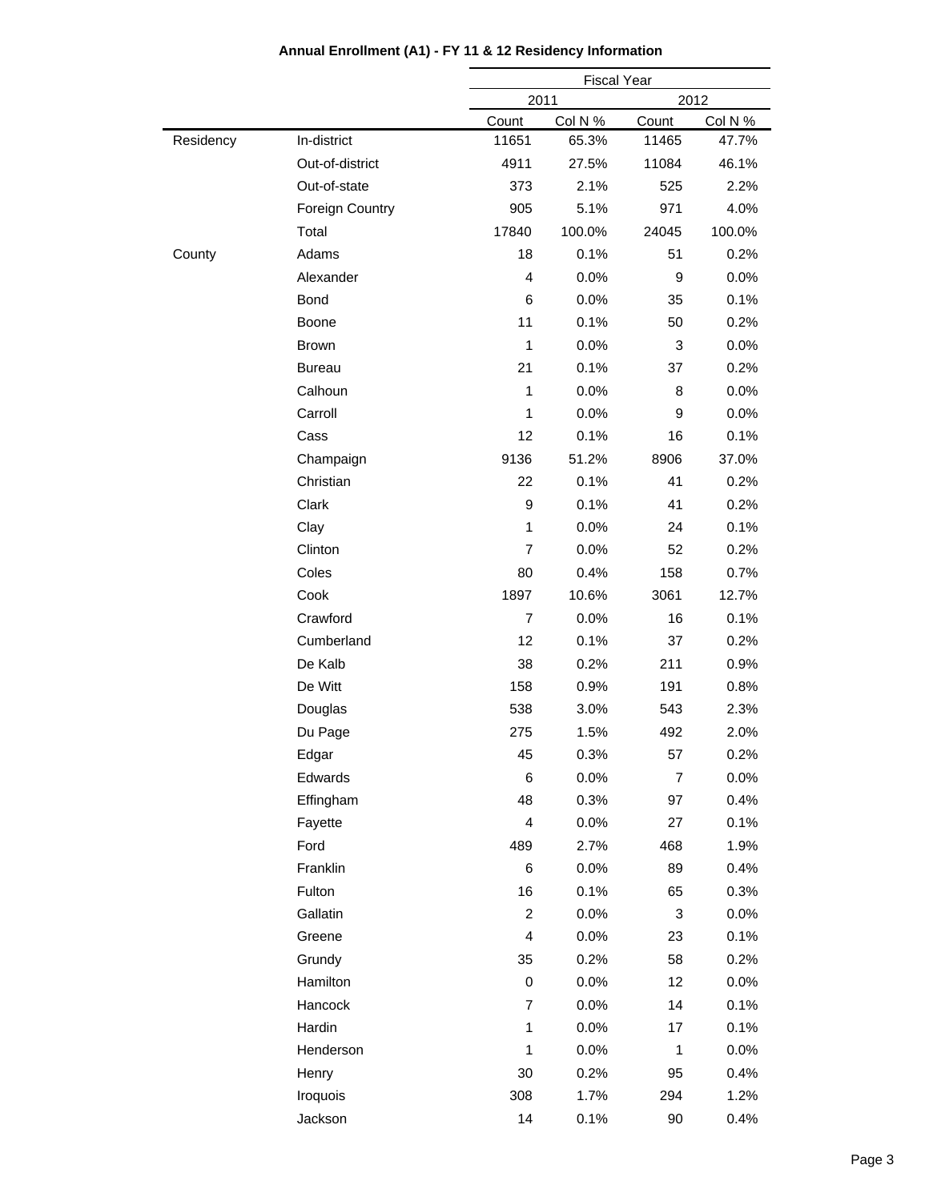**Annual Enrollment (A1) - FY 11 & 12 Residency Information**

| | | Fiscal Year | | | |
|---|---|---|---|---|---|
| | | 2011 | | 2012 | |
| | | Count | Col N % | Count | Col N % |
| Residency | In-district | 11651 | 65.3% | 11465 | 47.7% |
| | Out-of-district | 4911 | 27.5% | 11084 | 46.1% |
| | Out-of-state | 373 | 2.1% | 525 | 2.2% |
| | Foreign Country | 905 | 5.1% | 971 | 4.0% |
| | Total | 17840 | 100.0% | 24045 | 100.0% |
| County | Adams | 18 | 0.1% | 51 | 0.2% |
| | Alexander | 4 | 0.0% | 9 | 0.0% |
| | Bond | 6 | 0.0% | 35 | 0.1% |
| | Boone | 11 | 0.1% | 50 | 0.2% |
| | Brown | 1 | 0.0% | 3 | 0.0% |
| | Bureau | 21 | 0.1% | 37 | 0.2% |
| | Calhoun | 1 | 0.0% | 8 | 0.0% |
| | Carroll | 1 | 0.0% | 9 | 0.0% |
| | Cass | 12 | 0.1% | 16 | 0.1% |
| | Champaign | 9136 | 51.2% | 8906 | 37.0% |
| | Christian | 22 | 0.1% | 41 | 0.2% |
| | Clark | 9 | 0.1% | 41 | 0.2% |
| | Clay | 1 | 0.0% | 24 | 0.1% |
| | Clinton | 7 | 0.0% | 52 | 0.2% |
| | Coles | 80 | 0.4% | 158 | 0.7% |
| | Cook | 1897 | 10.6% | 3061 | 12.7% |
| | Crawford | 7 | 0.0% | 16 | 0.1% |
| | Cumberland | 12 | 0.1% | 37 | 0.2% |
| | De Kalb | 38 | 0.2% | 211 | 0.9% |
| | De Witt | 158 | 0.9% | 191 | 0.8% |
| | Douglas | 538 | 3.0% | 543 | 2.3% |
| | Du Page | 275 | 1.5% | 492 | 2.0% |
| | Edgar | 45 | 0.3% | 57 | 0.2% |
| | Edwards | 6 | 0.0% | 7 | 0.0% |
| | Effingham | 48 | 0.3% | 97 | 0.4% |
| | Fayette | 4 | 0.0% | 27 | 0.1% |
| | Ford | 489 | 2.7% | 468 | 1.9% |
| | Franklin | 6 | 0.0% | 89 | 0.4% |
| | Fulton | 16 | 0.1% | 65 | 0.3% |
| | Gallatin | 2 | 0.0% | 3 | 0.0% |
| | Greene | 4 | 0.0% | 23 | 0.1% |
| | Grundy | 35 | 0.2% | 58 | 0.2% |
| | Hamilton | 0 | 0.0% | 12 | 0.0% |
| | Hancock | 7 | 0.0% | 14 | 0.1% |
| | Hardin | 1 | 0.0% | 17 | 0.1% |
| | Henderson | 1 | 0.0% | 1 | 0.0% |
| | Henry | 30 | 0.2% | 95 | 0.4% |
| | Iroquois | 308 | 1.7% | 294 | 1.2% |
| | Jackson | 14 | 0.1% | 90 | 0.4% |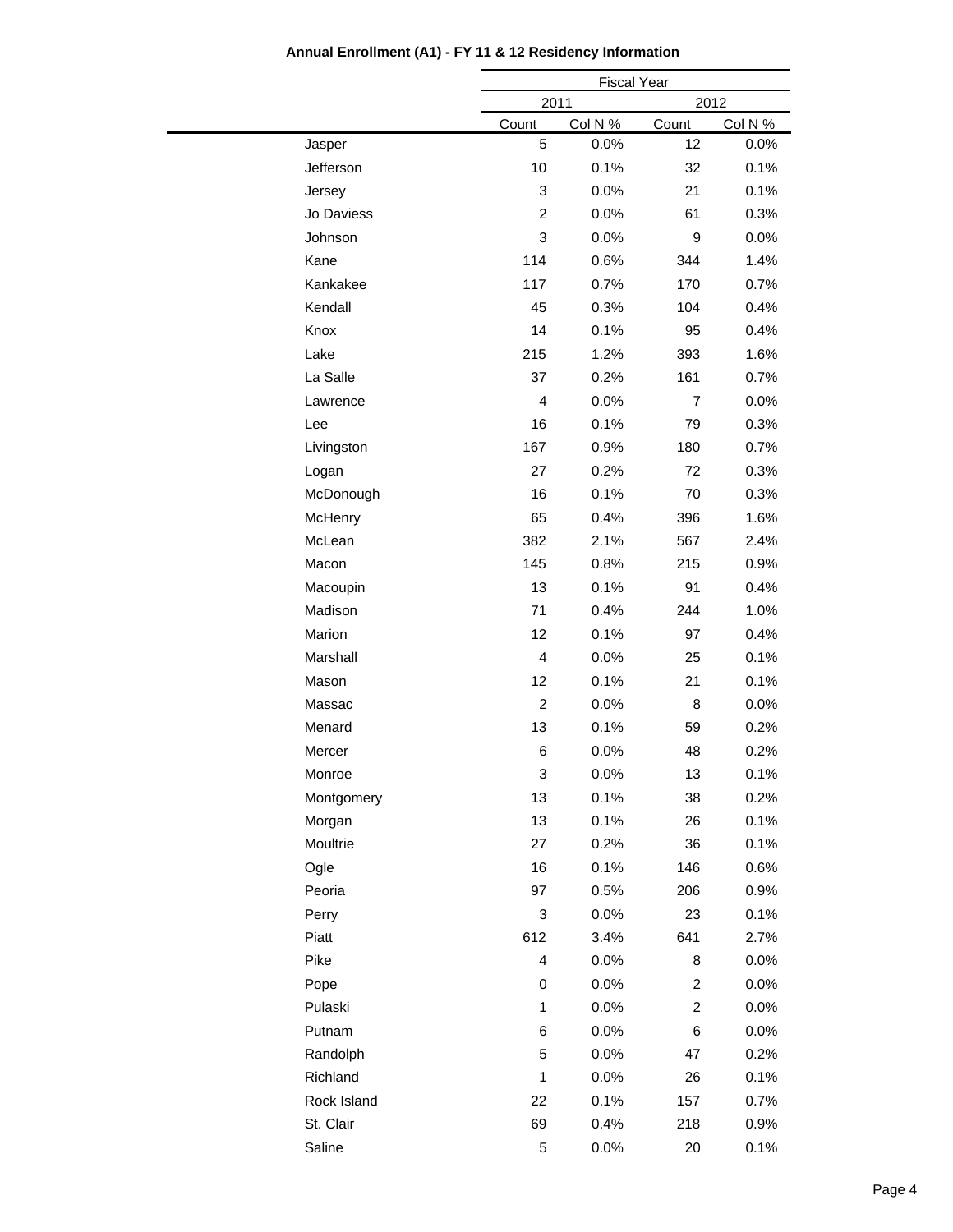**Annual Enrollment (A1) - FY 11 & 12 Residency Information**

| | Fiscal Year | | | |
|---|---|---|---|---|
| | 2011 | | 2012 | |
| | Count | Col N % | Count | Col N % |
| Jasper | 5 | 0.0% | 12 | 0.0% |
| Jefferson | 10 | 0.1% | 32 | 0.1% |
| Jersey | 3 | 0.0% | 21 | 0.1% |
| Jo Daviess | 2 | 0.0% | 61 | 0.3% |
| Johnson | 3 | 0.0% | 9 | 0.0% |
| Kane | 114 | 0.6% | 344 | 1.4% |
| Kankakee | 117 | 0.7% | 170 | 0.7% |
| Kendall | 45 | 0.3% | 104 | 0.4% |
| Knox | 14 | 0.1% | 95 | 0.4% |
| Lake | 215 | 1.2% | 393 | 1.6% |
| La Salle | 37 | 0.2% | 161 | 0.7% |
| Lawrence | 4 | 0.0% | 7 | 0.0% |
| Lee | 16 | 0.1% | 79 | 0.3% |
| Livingston | 167 | 0.9% | 180 | 0.7% |
| Logan | 27 | 0.2% | 72 | 0.3% |
| McDonough | 16 | 0.1% | 70 | 0.3% |
| McHenry | 65 | 0.4% | 396 | 1.6% |
| McLean | 382 | 2.1% | 567 | 2.4% |
| Macon | 145 | 0.8% | 215 | 0.9% |
| Macoupin | 13 | 0.1% | 91 | 0.4% |
| Madison | 71 | 0.4% | 244 | 1.0% |
| Marion | 12 | 0.1% | 97 | 0.4% |
| Marshall | 4 | 0.0% | 25 | 0.1% |
| Mason | 12 | 0.1% | 21 | 0.1% |
| Massac | 2 | 0.0% | 8 | 0.0% |
| Menard | 13 | 0.1% | 59 | 0.2% |
| Mercer | 6 | 0.0% | 48 | 0.2% |
| Monroe | 3 | 0.0% | 13 | 0.1% |
| Montgomery | 13 | 0.1% | 38 | 0.2% |
| Morgan | 13 | 0.1% | 26 | 0.1% |
| Moultrie | 27 | 0.2% | 36 | 0.1% |
| Ogle | 16 | 0.1% | 146 | 0.6% |
| Peoria | 97 | 0.5% | 206 | 0.9% |
| Perry | 3 | 0.0% | 23 | 0.1% |
| Piatt | 612 | 3.4% | 641 | 2.7% |
| Pike | 4 | 0.0% | 8 | 0.0% |
| Pope | 0 | 0.0% | 2 | 0.0% |
| Pulaski | 1 | 0.0% | 2 | 0.0% |
| Putnam | 6 | 0.0% | 6 | 0.0% |
| Randolph | 5 | 0.0% | 47 | 0.2% |
| Richland | 1 | 0.0% | 26 | 0.1% |
| Rock Island | 22 | 0.1% | 157 | 0.7% |
| St. Clair | 69 | 0.4% | 218 | 0.9% |
| Saline | 5 | 0.0% | 20 | 0.1% |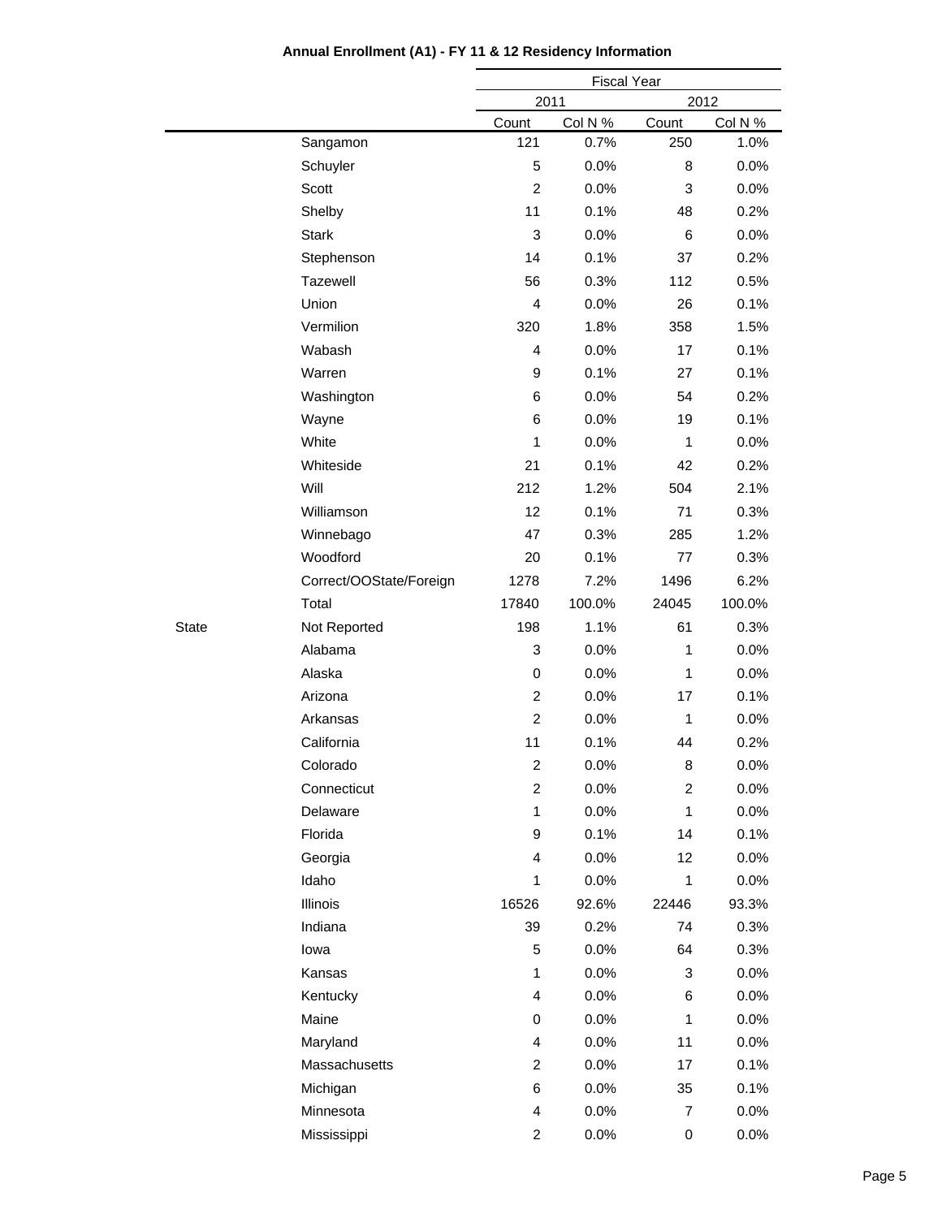**Annual Enrollment (A1) - FY 11 & 12 Residency Information**

| | | Fiscal Year | | | |
|---|---|---|---|---|---|
| | | 2011 | | 2012 | |
| | | Count | Col N % | Count | Col N % |
| | Sangamon | 121 | 0.7% | 250 | 1.0% |
| | Schuyler | 5 | 0.0% | 8 | 0.0% |
| | Scott | 2 | 0.0% | 3 | 0.0% |
| | Shelby | 11 | 0.1% | 48 | 0.2% |
| | Stark | 3 | 0.0% | 6 | 0.0% |
| | Stephenson | 14 | 0.1% | 37 | 0.2% |
| | Tazewell | 56 | 0.3% | 112 | 0.5% |
| | Union | 4 | 0.0% | 26 | 0.1% |
| | Vermilion | 320 | 1.8% | 358 | 1.5% |
| | Wabash | 4 | 0.0% | 17 | 0.1% |
| | Warren | 9 | 0.1% | 27 | 0.1% |
| | Washington | 6 | 0.0% | 54 | 0.2% |
| | Wayne | 6 | 0.0% | 19 | 0.1% |
| | White | 1 | 0.0% | 1 | 0.0% |
| | Whiteside | 21 | 0.1% | 42 | 0.2% |
| | Will | 212 | 1.2% | 504 | 2.1% |
| | Williamson | 12 | 0.1% | 71 | 0.3% |
| | Winnebago | 47 | 0.3% | 285 | 1.2% |
| | Woodford | 20 | 0.1% | 77 | 0.3% |
| | Correct/OOState/Foreign | 1278 | 7.2% | 1496 | 6.2% |
| | Total | 17840 | 100.0% | 24045 | 100.0% |
| State | Not Reported | 198 | 1.1% | 61 | 0.3% |
| | Alabama | 3 | 0.0% | 1 | 0.0% |
| | Alaska | 0 | 0.0% | 1 | 0.0% |
| | Arizona | 2 | 0.0% | 17 | 0.1% |
| | Arkansas | 2 | 0.0% | 1 | 0.0% |
| | California | 11 | 0.1% | 44 | 0.2% |
| | Colorado | 2 | 0.0% | 8 | 0.0% |
| | Connecticut | 2 | 0.0% | 2 | 0.0% |
| | Delaware | 1 | 0.0% | 1 | 0.0% |
| | Florida | 9 | 0.1% | 14 | 0.1% |
| | Georgia | 4 | 0.0% | 12 | 0.0% |
| | Idaho | 1 | 0.0% | 1 | 0.0% |
| | Illinois | 16526 | 92.6% | 22446 | 93.3% |
| | Indiana | 39 | 0.2% | 74 | 0.3% |
| | Iowa | 5 | 0.0% | 64 | 0.3% |
| | Kansas | 1 | 0.0% | 3 | 0.0% |
| | Kentucky | 4 | 0.0% | 6 | 0.0% |
| | Maine | 0 | 0.0% | 1 | 0.0% |
| | Maryland | 4 | 0.0% | 11 | 0.0% |
| | Massachusetts | 2 | 0.0% | 17 | 0.1% |
| | Michigan | 6 | 0.0% | 35 | 0.1% |
| | Minnesota | 4 | 0.0% | 7 | 0.0% |
| | Mississippi | 2 | 0.0% | 0 | 0.0% |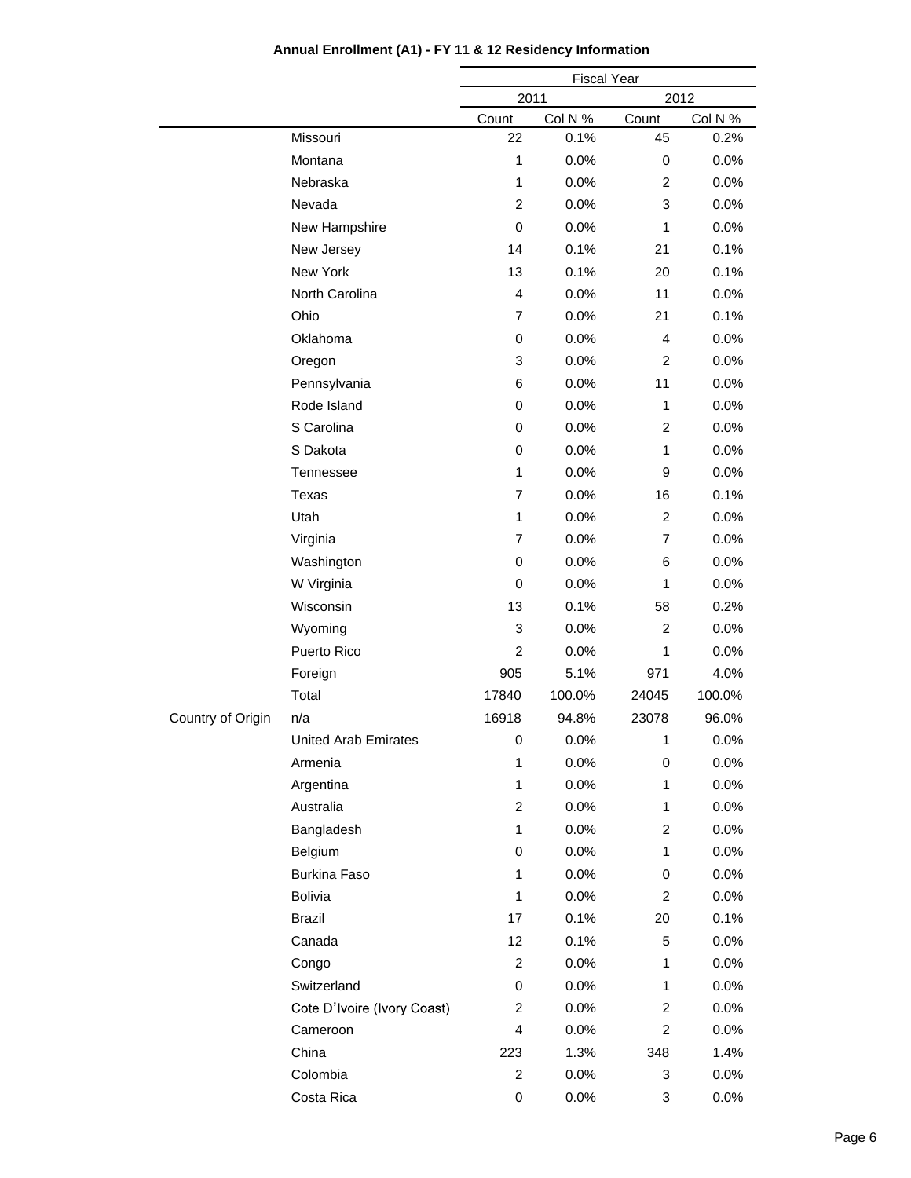**Annual Enrollment (A1) - FY 11 & 12 Residency Information**

| | | Fiscal Year | | | |
|---|---|---|---|---|---|
| | | 2011 | | 2012 | |
| | | Count | Col N % | Count | Col N % |
| | Missouri | 22 | 0.1% | 45 | 0.2% |
| | Montana | 1 | 0.0% | 0 | 0.0% |
| | Nebraska | 1 | 0.0% | 2 | 0.0% |
| | Nevada | 2 | 0.0% | 3 | 0.0% |
| | New Hampshire | 0 | 0.0% | 1 | 0.0% |
| | New Jersey | 14 | 0.1% | 21 | 0.1% |
| | New York | 13 | 0.1% | 20 | 0.1% |
| | North Carolina | 4 | 0.0% | 11 | 0.0% |
| | Ohio | 7 | 0.0% | 21 | 0.1% |
| | Oklahoma | 0 | 0.0% | 4 | 0.0% |
| | Oregon | 3 | 0.0% | 2 | 0.0% |
| | Pennsylvania | 6 | 0.0% | 11 | 0.0% |
| | Rode Island | 0 | 0.0% | 1 | 0.0% |
| | S Carolina | 0 | 0.0% | 2 | 0.0% |
| | S Dakota | 0 | 0.0% | 1 | 0.0% |
| | Tennessee | 1 | 0.0% | 9 | 0.0% |
| | Texas | 7 | 0.0% | 16 | 0.1% |
| | Utah | 1 | 0.0% | 2 | 0.0% |
| | Virginia | 7 | 0.0% | 7 | 0.0% |
| | Washington | 0 | 0.0% | 6 | 0.0% |
| | W Virginia | 0 | 0.0% | 1 | 0.0% |
| | Wisconsin | 13 | 0.1% | 58 | 0.2% |
| | Wyoming | 3 | 0.0% | 2 | 0.0% |
| | Puerto Rico | 2 | 0.0% | 1 | 0.0% |
| | Foreign | 905 | 5.1% | 971 | 4.0% |
| | Total | 17840 | 100.0% | 24045 | 100.0% |
| Country of Origin | n/a | 16918 | 94.8% | 23078 | 96.0% |
| | United Arab Emirates | 0 | 0.0% | 1 | 0.0% |
| | Armenia | 1 | 0.0% | 0 | 0.0% |
| | Argentina | 1 | 0.0% | 1 | 0.0% |
| | Australia | 2 | 0.0% | 1 | 0.0% |
| | Bangladesh | 1 | 0.0% | 2 | 0.0% |
| | Belgium | 0 | 0.0% | 1 | 0.0% |
| | Burkina Faso | 1 | 0.0% | 0 | 0.0% |
| | Bolivia | 1 | 0.0% | 2 | 0.0% |
| | Brazil | 17 | 0.1% | 20 | 0.1% |
| | Canada | 12 | 0.1% | 5 | 0.0% |
| | Congo | 2 | 0.0% | 1 | 0.0% |
| | Switzerland | 0 | 0.0% | 1 | 0.0% |
| | Cote D'Ivoire (Ivory Coast) | 2 | 0.0% | 2 | 0.0% |
| | Cameroon | 4 | 0.0% | 2 | 0.0% |
| | China | 223 | 1.3% | 348 | 1.4% |
| | Colombia | 2 | 0.0% | 3 | 0.0% |
| | Costa Rica | 0 | 0.0% | 3 | 0.0% |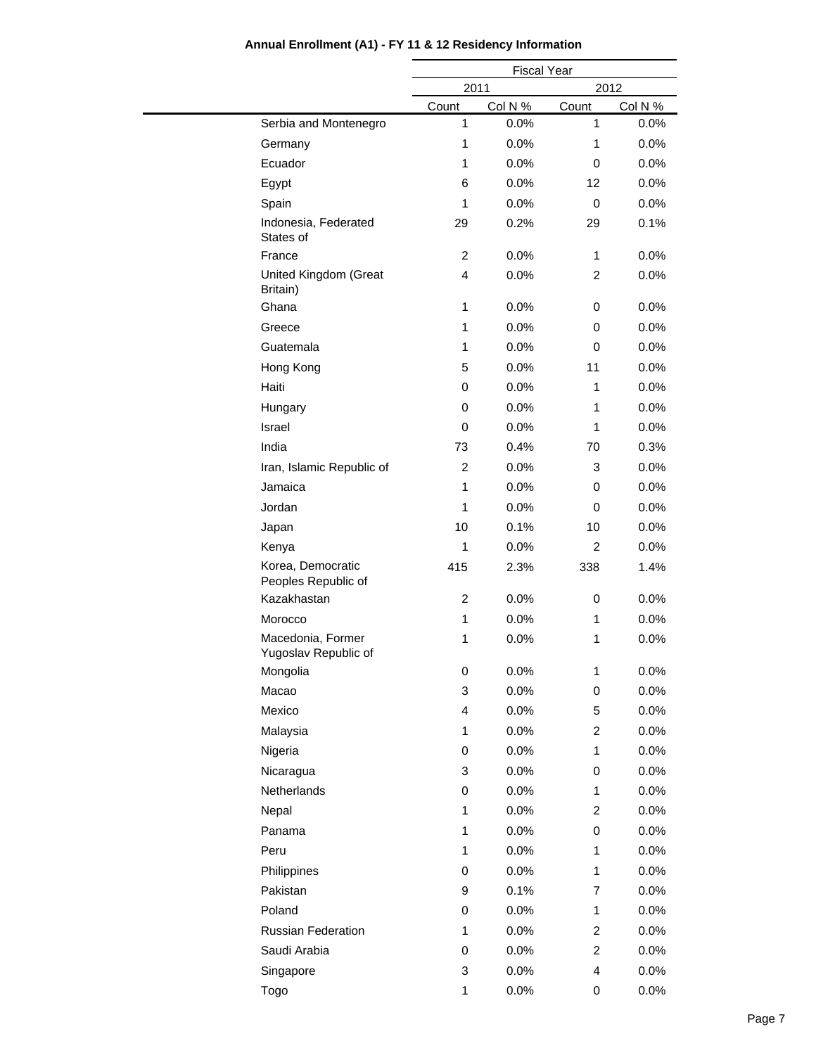**Annual Enrollment (A1) - FY 11 & 12 Residency Information**

| | Fiscal Year | | | |
|---|---|---|---|---|
| | 2011 | | 2012 | |
| | Count | Col N % | Count | Col N % |
| Serbia and Montenegro | 1 | 0.0% | 1 | 0.0% |
| Germany | 1 | 0.0% | 1 | 0.0% |
| Ecuador | 1 | 0.0% | 0 | 0.0% |
| Egypt | 6 | 0.0% | 12 | 0.0% |
| Spain | 1 | 0.0% | 0 | 0.0% |
| Indonesia, Federated States of | 29 | 0.2% | 29 | 0.1% |
| France | 2 | 0.0% | 1 | 0.0% |
| United Kingdom (Great Britain) | 4 | 0.0% | 2 | 0.0% |
| Ghana | 1 | 0.0% | 0 | 0.0% |
| Greece | 1 | 0.0% | 0 | 0.0% |
| Guatemala | 1 | 0.0% | 0 | 0.0% |
| Hong Kong | 5 | 0.0% | 11 | 0.0% |
| Haiti | 0 | 0.0% | 1 | 0.0% |
| Hungary | 0 | 0.0% | 1 | 0.0% |
| Israel | 0 | 0.0% | 1 | 0.0% |
| India | 73 | 0.4% | 70 | 0.3% |
| Iran, Islamic Republic of | 2 | 0.0% | 3 | 0.0% |
| Jamaica | 1 | 0.0% | 0 | 0.0% |
| Jordan | 1 | 0.0% | 0 | 0.0% |
| Japan | 10 | 0.1% | 10 | 0.0% |
| Kenya | 1 | 0.0% | 2 | 0.0% |
| Korea, Democratic Peoples Republic of | 415 | 2.3% | 338 | 1.4% |
| Kazakhastan | 2 | 0.0% | 0 | 0.0% |
| Morocco | 1 | 0.0% | 1 | 0.0% |
| Macedonia, Former Yugoslav Republic of | 1 | 0.0% | 1 | 0.0% |
| Mongolia | 0 | 0.0% | 1 | 0.0% |
| Macao | 3 | 0.0% | 0 | 0.0% |
| Mexico | 4 | 0.0% | 5 | 0.0% |
| Malaysia | 1 | 0.0% | 2 | 0.0% |
| Nigeria | 0 | 0.0% | 1 | 0.0% |
| Nicaragua | 3 | 0.0% | 0 | 0.0% |
| Netherlands | 0 | 0.0% | 1 | 0.0% |
| Nepal | 1 | 0.0% | 2 | 0.0% |
| Panama | 1 | 0.0% | 0 | 0.0% |
| Peru | 1 | 0.0% | 1 | 0.0% |
| Philippines | 0 | 0.0% | 1 | 0.0% |
| Pakistan | 9 | 0.1% | 7 | 0.0% |
| Poland | 0 | 0.0% | 1 | 0.0% |
| Russian Federation | 1 | 0.0% | 2 | 0.0% |
| Saudi Arabia | 0 | 0.0% | 2 | 0.0% |
| Singapore | 3 | 0.0% | 4 | 0.0% |
| Togo | 1 | 0.0% | 0 | 0.0% |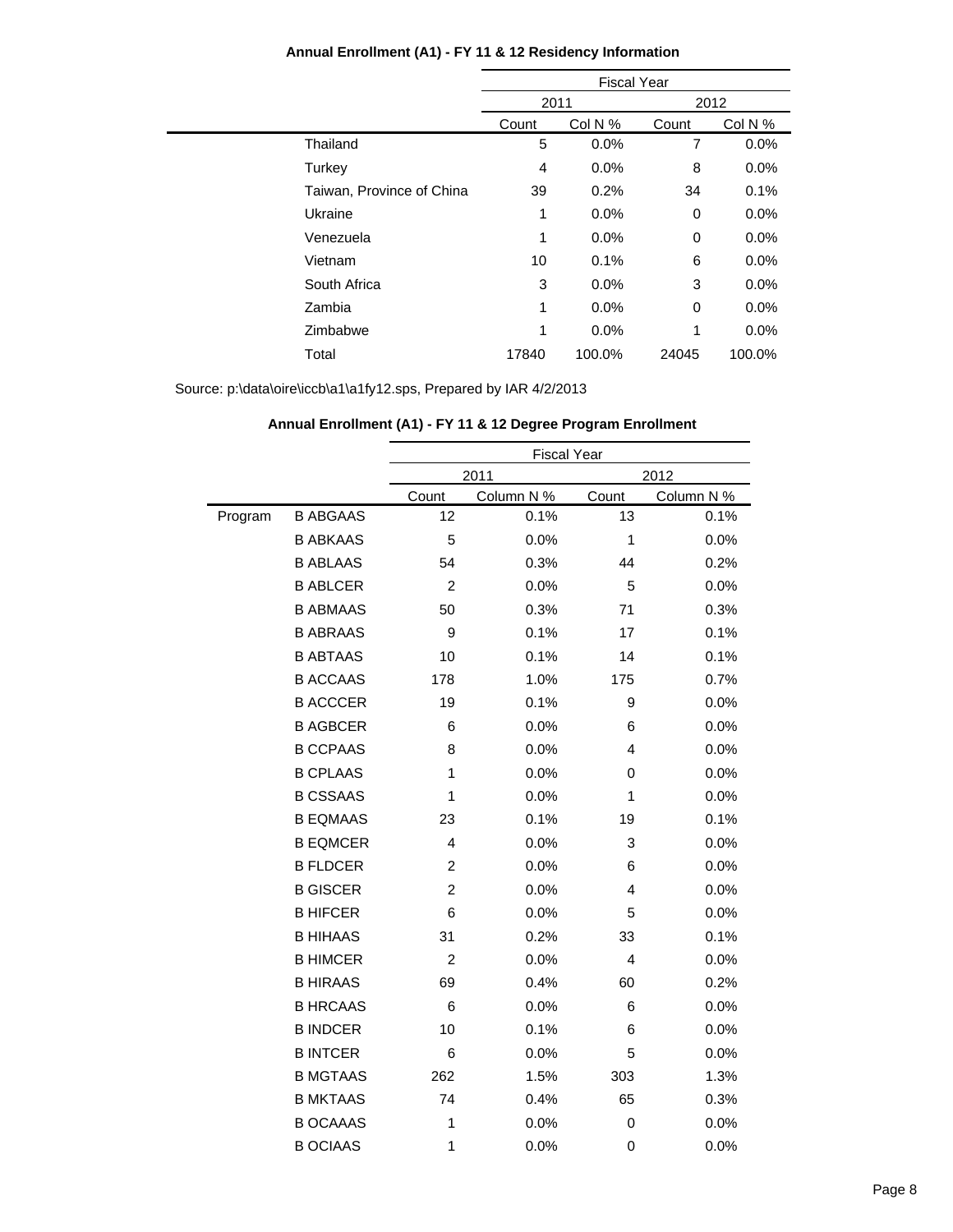**Annual Enrollment (A1) - FY 11 & 12 Residency Information**

| | Fiscal Year | | | |
|---|---|---|---|---|
| | 2011 | | 2012 | |
| | Count | Col N % | Count | Col N % |
| Thailand | 5 | 0.0% | 7 | 0.0% |
| Turkey | 4 | 0.0% | 8 | 0.0% |
| Taiwan, Province of China | 39 | 0.2% | 34 | 0.1% |
| Ukraine | 1 | 0.0% | 0 | 0.0% |
| Venezuela | 1 | 0.0% | 0 | 0.0% |
| Vietnam | 10 | 0.1% | 6 | 0.0% |
| South Africa | 3 | 0.0% | 3 | 0.0% |
| Zambia | 1 | 0.0% | 0 | 0.0% |
| Zimbabwe | 1 | 0.0% | 1 | 0.0% |
| Total | 17840 | 100.0% | 24045 | 100.0% |

Source: p:\data\oire\iccb\a1\a1fy12.sps, Prepared by IAR 4/2/2013

**Annual Enrollment (A1) - FY 11 & 12 Degree Program Enrollment**

| | | Fiscal Year | | | |
|---|---|---|---|---|---|
| | | 2011 | | 2012 | |
| | | Count | Column N % | Count | Column N % |
| Program | B ABGAAS | 12 | 0.1% | 13 | 0.1% |
| | B ABKAAS | 5 | 0.0% | 1 | 0.0% |
| | B ABLAAS | 54 | 0.3% | 44 | 0.2% |
| | B ABLCER | 2 | 0.0% | 5 | 0.0% |
| | B ABMAAS | 50 | 0.3% | 71 | 0.3% |
| | B ABRAAS | 9 | 0.1% | 17 | 0.1% |
| | B ABTAAS | 10 | 0.1% | 14 | 0.1% |
| | B ACCAAS | 178 | 1.0% | 175 | 0.7% |
| | B ACCCER | 19 | 0.1% | 9 | 0.0% |
| | B AGBCER | 6 | 0.0% | 6 | 0.0% |
| | B CCPAAS | 8 | 0.0% | 4 | 0.0% |
| | B CPLAAS | 1 | 0.0% | 0 | 0.0% |
| | B CSSAAS | 1 | 0.0% | 1 | 0.0% |
| | B EQMAAS | 23 | 0.1% | 19 | 0.1% |
| | B EQMCER | 4 | 0.0% | 3 | 0.0% |
| | B FLDCER | 2 | 0.0% | 6 | 0.0% |
| | B GISCER | 2 | 0.0% | 4 | 0.0% |
| | B HIFCER | 6 | 0.0% | 5 | 0.0% |
| | B HIHAAS | 31 | 0.2% | 33 | 0.1% |
| | B HIMCER | 2 | 0.0% | 4 | 0.0% |
| | B HIRAAS | 69 | 0.4% | 60 | 0.2% |
| | B HRCAAS | 6 | 0.0% | 6 | 0.0% |
| | B INDCER | 10 | 0.1% | 6 | 0.0% |
| | B INTCER | 6 | 0.0% | 5 | 0.0% |
| | B MGTAAS | 262 | 1.5% | 303 | 1.3% |
| | B MKTAAS | 74 | 0.4% | 65 | 0.3% |
| | B OCAAAS | 1 | 0.0% | 0 | 0.0% |
| | B OCIAAS | 1 | 0.0% | 0 | 0.0% |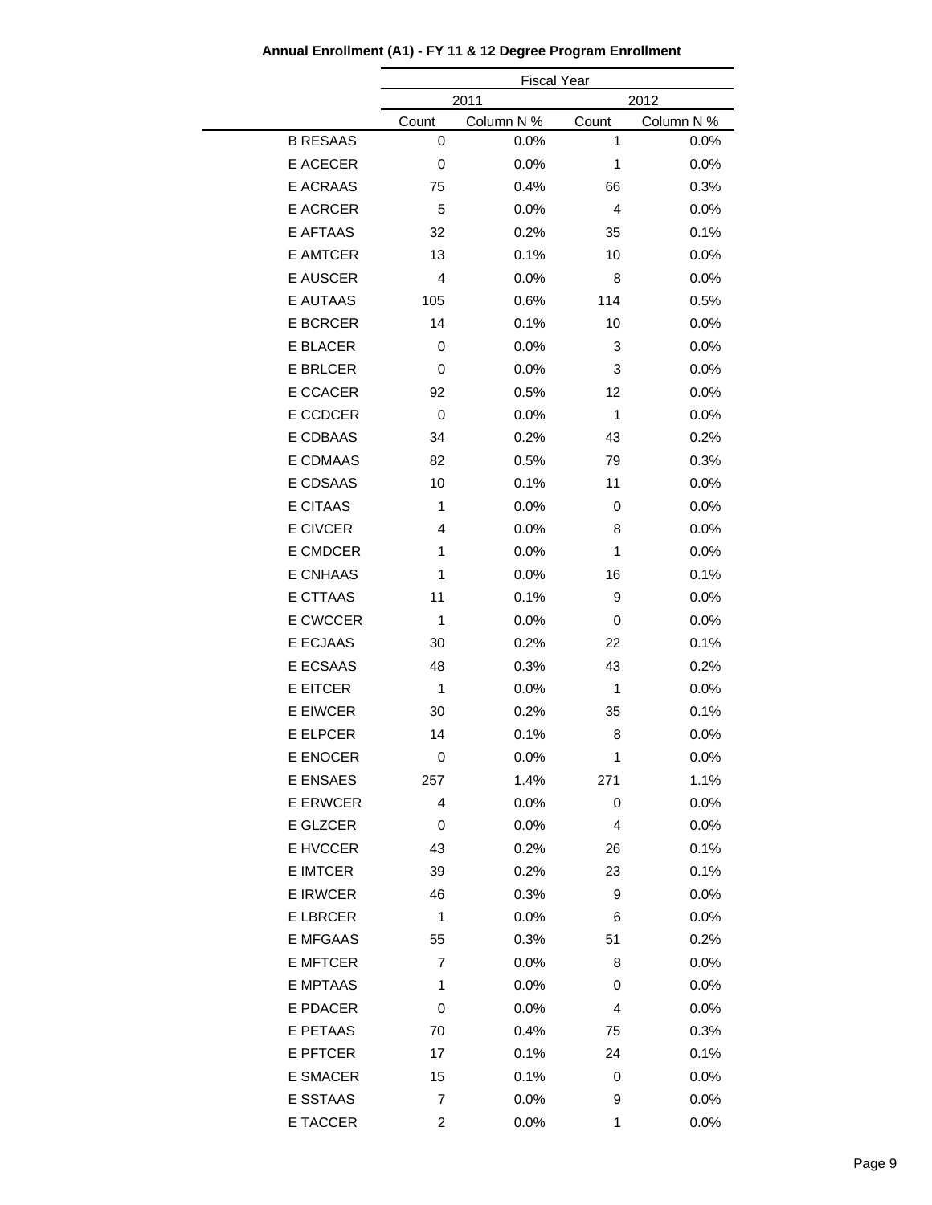**Annual Enrollment (A1) - FY 11 & 12 Degree Program Enrollment**

| | Fiscal Year | | | |
|---|---|---|---|---|
| | 2011 | | 2012 | |
| | Count | Column N % | Count | Column N % |
| B RESAAS | 0 | 0.0% | 1 | 0.0% |
| E ACECER | 0 | 0.0% | 1 | 0.0% |
| E ACRAAS | 75 | 0.4% | 66 | 0.3% |
| E ACRCER | 5 | 0.0% | 4 | 0.0% |
| E AFTAAS | 32 | 0.2% | 35 | 0.1% |
| E AMTCER | 13 | 0.1% | 10 | 0.0% |
| E AUSCER | 4 | 0.0% | 8 | 0.0% |
| E AUTAAS | 105 | 0.6% | 114 | 0.5% |
| E BCRCER | 14 | 0.1% | 10 | 0.0% |
| E BLACER | 0 | 0.0% | 3 | 0.0% |
| E BRLCER | 0 | 0.0% | 3 | 0.0% |
| E CCACER | 92 | 0.5% | 12 | 0.0% |
| E CCDCER | 0 | 0.0% | 1 | 0.0% |
| E CDBAAS | 34 | 0.2% | 43 | 0.2% |
| E CDMAAS | 82 | 0.5% | 79 | 0.3% |
| E CDSAAS | 10 | 0.1% | 11 | 0.0% |
| E CITAAS | 1 | 0.0% | 0 | 0.0% |
| E CIVCER | 4 | 0.0% | 8 | 0.0% |
| E CMDCER | 1 | 0.0% | 1 | 0.0% |
| E CNHAAS | 1 | 0.0% | 16 | 0.1% |
| E CTTAAS | 11 | 0.1% | 9 | 0.0% |
| E CWCCER | 1 | 0.0% | 0 | 0.0% |
| E ECJAAS | 30 | 0.2% | 22 | 0.1% |
| E ECSAAS | 48 | 0.3% | 43 | 0.2% |
| E EITCER | 1 | 0.0% | 1 | 0.0% |
| E EIWCER | 30 | 0.2% | 35 | 0.1% |
| E ELPCER | 14 | 0.1% | 8 | 0.0% |
| E ENOCER | 0 | 0.0% | 1 | 0.0% |
| E ENSAES | 257 | 1.4% | 271 | 1.1% |
| E ERWCER | 4 | 0.0% | 0 | 0.0% |
| E GLZCER | 0 | 0.0% | 4 | 0.0% |
| E HVCCER | 43 | 0.2% | 26 | 0.1% |
| E IMTCER | 39 | 0.2% | 23 | 0.1% |
| E IRWCER | 46 | 0.3% | 9 | 0.0% |
| E LBRCER | 1 | 0.0% | 6 | 0.0% |
| E MFGAAS | 55 | 0.3% | 51 | 0.2% |
| E MFTCER | 7 | 0.0% | 8 | 0.0% |
| E MPTAAS | 1 | 0.0% | 0 | 0.0% |
| E PDACER | 0 | 0.0% | 4 | 0.0% |
| E PETAAS | 70 | 0.4% | 75 | 0.3% |
| E PFTCER | 17 | 0.1% | 24 | 0.1% |
| E SMACER | 15 | 0.1% | 0 | 0.0% |
| E SSTAAS | 7 | 0.0% | 9 | 0.0% |
| E TACCER | 2 | 0.0% | 1 | 0.0% |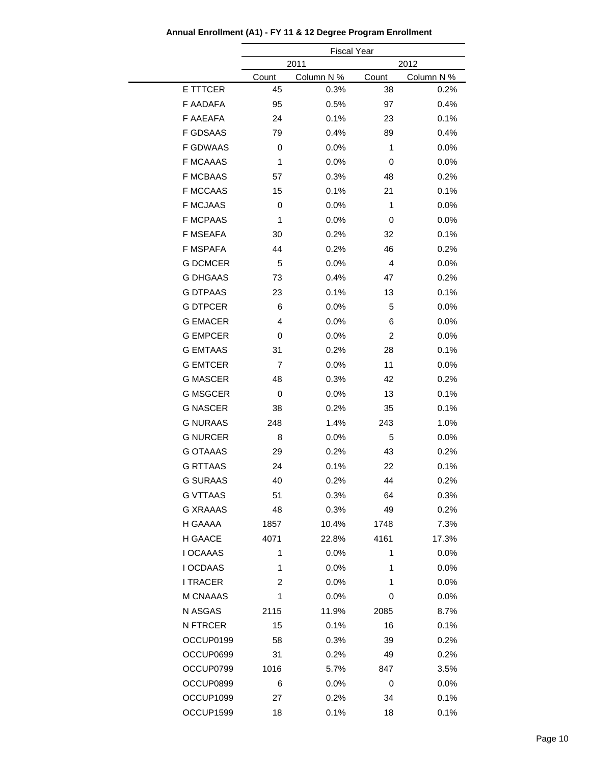**Annual Enrollment (A1) - FY 11 & 12 Degree Program Enrollment**

| | Fiscal Year | | | |
|---|---|---|---|---|
| | 2011 | | 2012 | |
| | Count | Column N % | Count | Column N % |
| E TTTCER | 45 | 0.3% | 38 | 0.2% |
| F AADAFA | 95 | 0.5% | 97 | 0.4% |
| F AAEAFA | 24 | 0.1% | 23 | 0.1% |
| F GDSAAS | 79 | 0.4% | 89 | 0.4% |
| F GDWAAS | 0 | 0.0% | 1 | 0.0% |
| F MCAAAS | 1 | 0.0% | 0 | 0.0% |
| F MCBAAS | 57 | 0.3% | 48 | 0.2% |
| F MCCAAS | 15 | 0.1% | 21 | 0.1% |
| F MCJAAS | 0 | 0.0% | 1 | 0.0% |
| F MCPAAS | 1 | 0.0% | 0 | 0.0% |
| F MSEAFA | 30 | 0.2% | 32 | 0.1% |
| F MSPAFA | 44 | 0.2% | 46 | 0.2% |
| G DCMCER | 5 | 0.0% | 4 | 0.0% |
| G DHGAAS | 73 | 0.4% | 47 | 0.2% |
| G DTPAAS | 23 | 0.1% | 13 | 0.1% |
| G DTPCER | 6 | 0.0% | 5 | 0.0% |
| G EMACER | 4 | 0.0% | 6 | 0.0% |
| G EMPCER | 0 | 0.0% | 2 | 0.0% |
| G EMTAAS | 31 | 0.2% | 28 | 0.1% |
| G EMTCER | 7 | 0.0% | 11 | 0.0% |
| G MASCER | 48 | 0.3% | 42 | 0.2% |
| G MSGCER | 0 | 0.0% | 13 | 0.1% |
| G NASCER | 38 | 0.2% | 35 | 0.1% |
| G NURAAS | 248 | 1.4% | 243 | 1.0% |
| G NURCER | 8 | 0.0% | 5 | 0.0% |
| G OTAAAS | 29 | 0.2% | 43 | 0.2% |
| G RTTAAS | 24 | 0.1% | 22 | 0.1% |
| G SURAAS | 40 | 0.2% | 44 | 0.2% |
| G VTTAAS | 51 | 0.3% | 64 | 0.3% |
| G XRAAAS | 48 | 0.3% | 49 | 0.2% |
| H GAAAA | 1857 | 10.4% | 1748 | 7.3% |
| H GAACE | 4071 | 22.8% | 4161 | 17.3% |
| I OCAAAS | 1 | 0.0% | 1 | 0.0% |
| I OCDAAS | 1 | 0.0% | 1 | 0.0% |
| I TRACER | 2 | 0.0% | 1 | 0.0% |
| M CNAAAS | 1 | 0.0% | 0 | 0.0% |
| N ASGAS | 2115 | 11.9% | 2085 | 8.7% |
| N FTRCER | 15 | 0.1% | 16 | 0.1% |
| OCCUP0199 | 58 | 0.3% | 39 | 0.2% |
| OCCUP0699 | 31 | 0.2% | 49 | 0.2% |
| OCCUP0799 | 1016 | 5.7% | 847 | 3.5% |
| OCCUP0899 | 6 | 0.0% | 0 | 0.0% |
| OCCUP1099 | 27 | 0.2% | 34 | 0.1% |
| OCCUP1599 | 18 | 0.1% | 18 | 0.1% |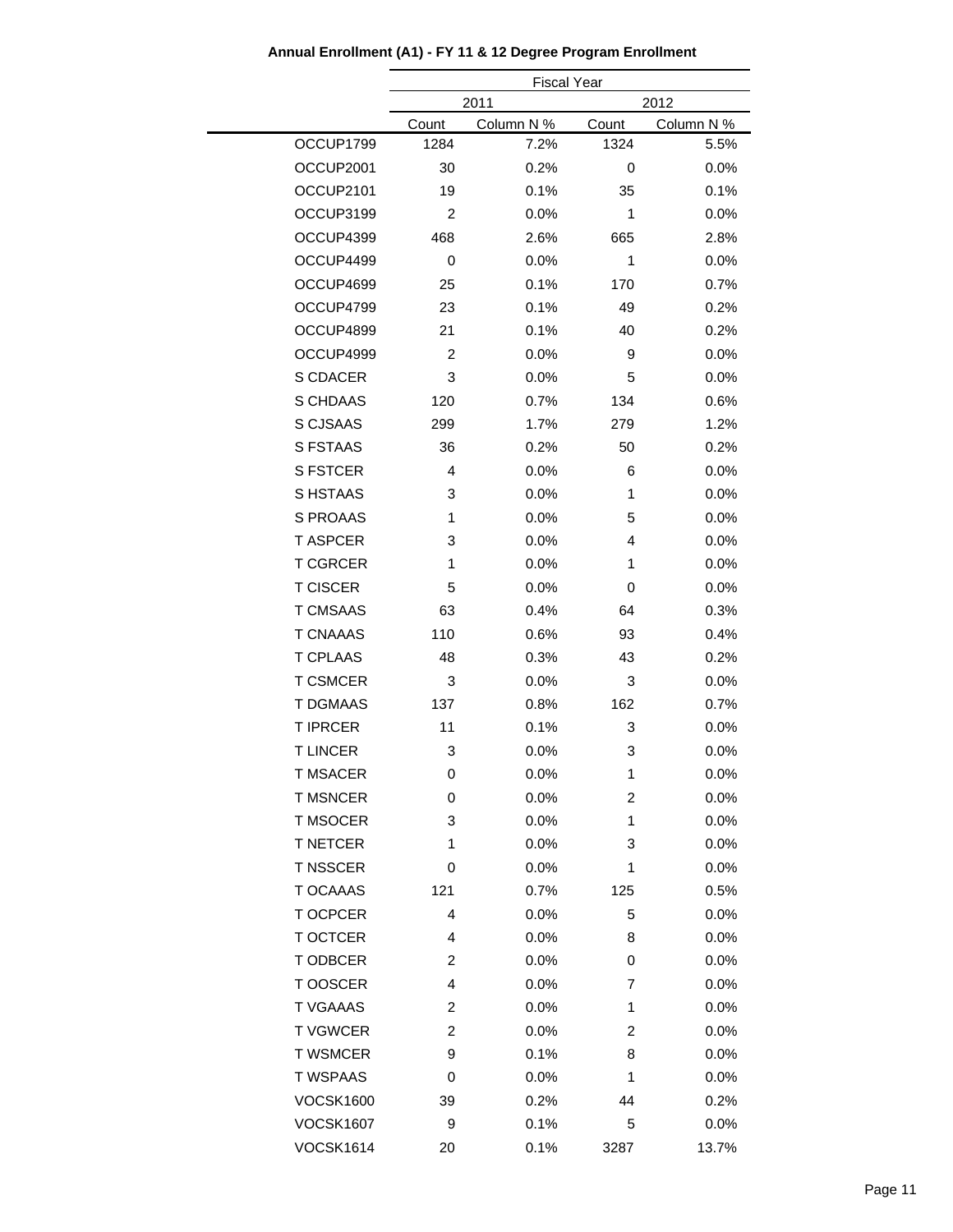**Annual Enrollment (A1) - FY 11 & 12 Degree Program Enrollment**

| | Fiscal Year | | | |
|---|---|---|---|---|
| | 2011 | | 2012 | |
| | Count | Column N % | Count | Column N % |
| OCCUP1799 | 1284 | 7.2% | 1324 | 5.5% |
| OCCUP2001 | 30 | 0.2% | 0 | 0.0% |
| OCCUP2101 | 19 | 0.1% | 35 | 0.1% |
| OCCUP3199 | 2 | 0.0% | 1 | 0.0% |
| OCCUP4399 | 468 | 2.6% | 665 | 2.8% |
| OCCUP4499 | 0 | 0.0% | 1 | 0.0% |
| OCCUP4699 | 25 | 0.1% | 170 | 0.7% |
| OCCUP4799 | 23 | 0.1% | 49 | 0.2% |
| OCCUP4899 | 21 | 0.1% | 40 | 0.2% |
| OCCUP4999 | 2 | 0.0% | 9 | 0.0% |
| S CDACER | 3 | 0.0% | 5 | 0.0% |
| S CHDAAS | 120 | 0.7% | 134 | 0.6% |
| S CJSAAS | 299 | 1.7% | 279 | 1.2% |
| S FSTAAS | 36 | 0.2% | 50 | 0.2% |
| S FSTCER | 4 | 0.0% | 6 | 0.0% |
| S HSTAAS | 3 | 0.0% | 1 | 0.0% |
| S PROAAS | 1 | 0.0% | 5 | 0.0% |
| T ASPCER | 3 | 0.0% | 4 | 0.0% |
| T CGRCER | 1 | 0.0% | 1 | 0.0% |
| T CISCER | 5 | 0.0% | 0 | 0.0% |
| T CMSAAS | 63 | 0.4% | 64 | 0.3% |
| T CNAAAS | 110 | 0.6% | 93 | 0.4% |
| T CPLAAS | 48 | 0.3% | 43 | 0.2% |
| T CSMCER | 3 | 0.0% | 3 | 0.0% |
| T DGMAAS | 137 | 0.8% | 162 | 0.7% |
| T IPRCER | 11 | 0.1% | 3 | 0.0% |
| T LINCER | 3 | 0.0% | 3 | 0.0% |
| T MSACER | 0 | 0.0% | 1 | 0.0% |
| T MSNCER | 0 | 0.0% | 2 | 0.0% |
| T MSOCER | 3 | 0.0% | 1 | 0.0% |
| T NETCER | 1 | 0.0% | 3 | 0.0% |
| T NSSCER | 0 | 0.0% | 1 | 0.0% |
| T OCAAAS | 121 | 0.7% | 125 | 0.5% |
| T OCPCER | 4 | 0.0% | 5 | 0.0% |
| T OCTCER | 4 | 0.0% | 8 | 0.0% |
| T ODBCER | 2 | 0.0% | 0 | 0.0% |
| T OOSCER | 4 | 0.0% | 7 | 0.0% |
| T VGAAAS | 2 | 0.0% | 1 | 0.0% |
| T VGWCER | 2 | 0.0% | 2 | 0.0% |
| T WSMCER | 9 | 0.1% | 8 | 0.0% |
| T WSPAAS | 0 | 0.0% | 1 | 0.0% |
| VOCSK1600 | 39 | 0.2% | 44 | 0.2% |
| VOCSK1607 | 9 | 0.1% | 5 | 0.0% |
| VOCSK1614 | 20 | 0.1% | 3287 | 13.7% |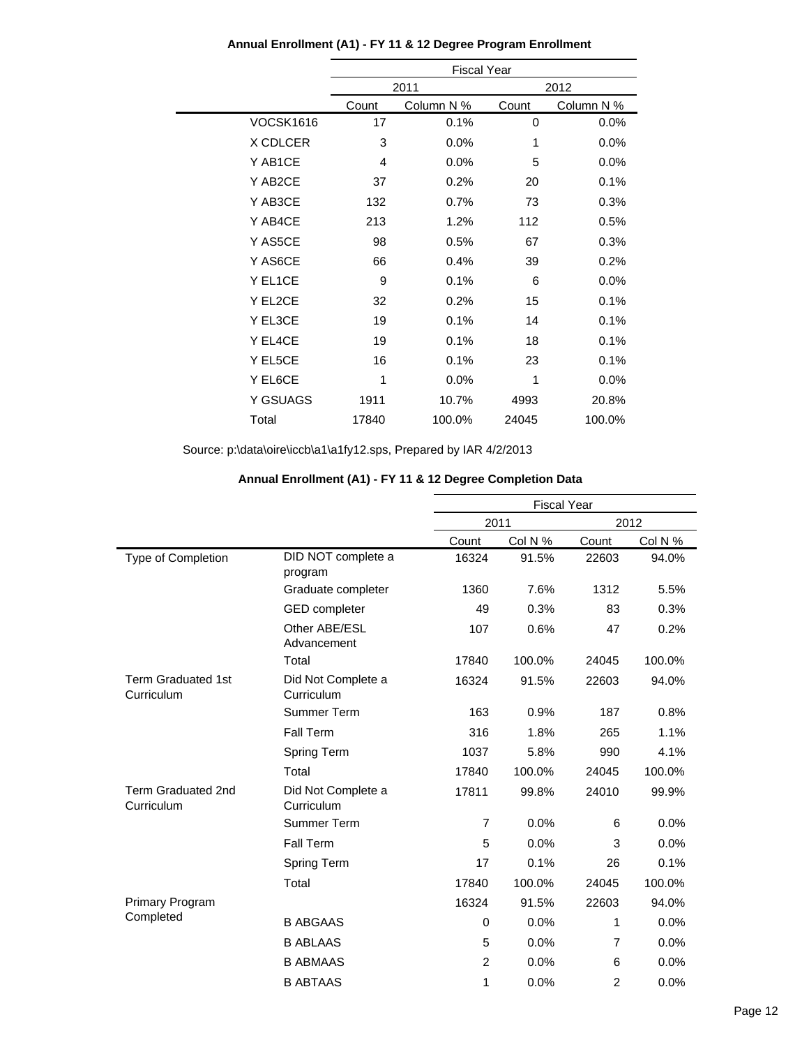### Annual Enrollment (A1) - FY 11 & 12 Degree Program Enrollment

| | Fiscal Year | | | |
|---|---|---|---|---|
| | 2011 | | 2012 | |
| | Count | Column N % | Count | Column N % |
| VOCSK1616 | 17 | 0.1% | 0 | 0.0% |
| X CDLCER | 3 | 0.0% | 1 | 0.0% |
| Y AB1CE | 4 | 0.0% | 5 | 0.0% |
| Y AB2CE | 37 | 0.2% | 20 | 0.1% |
| Y AB3CE | 132 | 0.7% | 73 | 0.3% |
| Y AB4CE | 213 | 1.2% | 112 | 0.5% |
| Y AS5CE | 98 | 0.5% | 67 | 0.3% |
| Y AS6CE | 66 | 0.4% | 39 | 0.2% |
| Y EL1CE | 9 | 0.1% | 6 | 0.0% |
| Y EL2CE | 32 | 0.2% | 15 | 0.1% |
| Y EL3CE | 19 | 0.1% | 14 | 0.1% |
| Y EL4CE | 19 | 0.1% | 18 | 0.1% |
| Y EL5CE | 16 | 0.1% | 23 | 0.1% |
| Y EL6CE | 1 | 0.0% | 1 | 0.0% |
| Y GSUAGS | 1911 | 10.7% | 4993 | 20.8% |
| Total | 17840 | 100.0% | 24045 | 100.0% |

Source: p:\data\oire\iccb\a1\a1fy12.sps, Prepared by IAR 4/2/2013

### Annual Enrollment (A1) - FY 11 & 12 Degree Completion Data

| | | Fiscal Year | | | |
|---|---|---|---|---|---|
| | | 2011 | | 2012 | |
| | | Count | Col N % | Count | Col N % |
| Type of Completion | DID NOT complete a program | 16324 | 91.5% | 22603 | 94.0% |
| | Graduate completer | 1360 | 7.6% | 1312 | 5.5% |
| | GED completer | 49 | 0.3% | 83 | 0.3% |
| | Other ABE/ESL Advancement | 107 | 0.6% | 47 | 0.2% |
| | Total | 17840 | 100.0% | 24045 | 100.0% |
| Term Graduated 1st Curriculum | Did Not Complete a Curriculum | 16324 | 91.5% | 22603 | 94.0% |
| | Summer Term | 163 | 0.9% | 187 | 0.8% |
| | Fall Term | 316 | 1.8% | 265 | 1.1% |
| | Spring Term | 1037 | 5.8% | 990 | 4.1% |
| | Total | 17840 | 100.0% | 24045 | 100.0% |
| Term Graduated 2nd Curriculum | Did Not Complete a Curriculum | 17811 | 99.8% | 24010 | 99.9% |
| | Summer Term | 7 | 0.0% | 6 | 0.0% |
| | Fall Term | 5 | 0.0% | 3 | 0.0% |
| | Spring Term | 17 | 0.1% | 26 | 0.1% |
| | Total | 17840 | 100.0% | 24045 | 100.0% |
| Primary Program Completed | | 16324 | 91.5% | 22603 | 94.0% |
| | B ABGAAS | 0 | 0.0% | 1 | 0.0% |
| | B ABLAAS | 5 | 0.0% | 7 | 0.0% |
| | B ABMAAS | 2 | 0.0% | 6 | 0.0% |
| | B ABTAAS | 1 | 0.0% | 2 | 0.0% |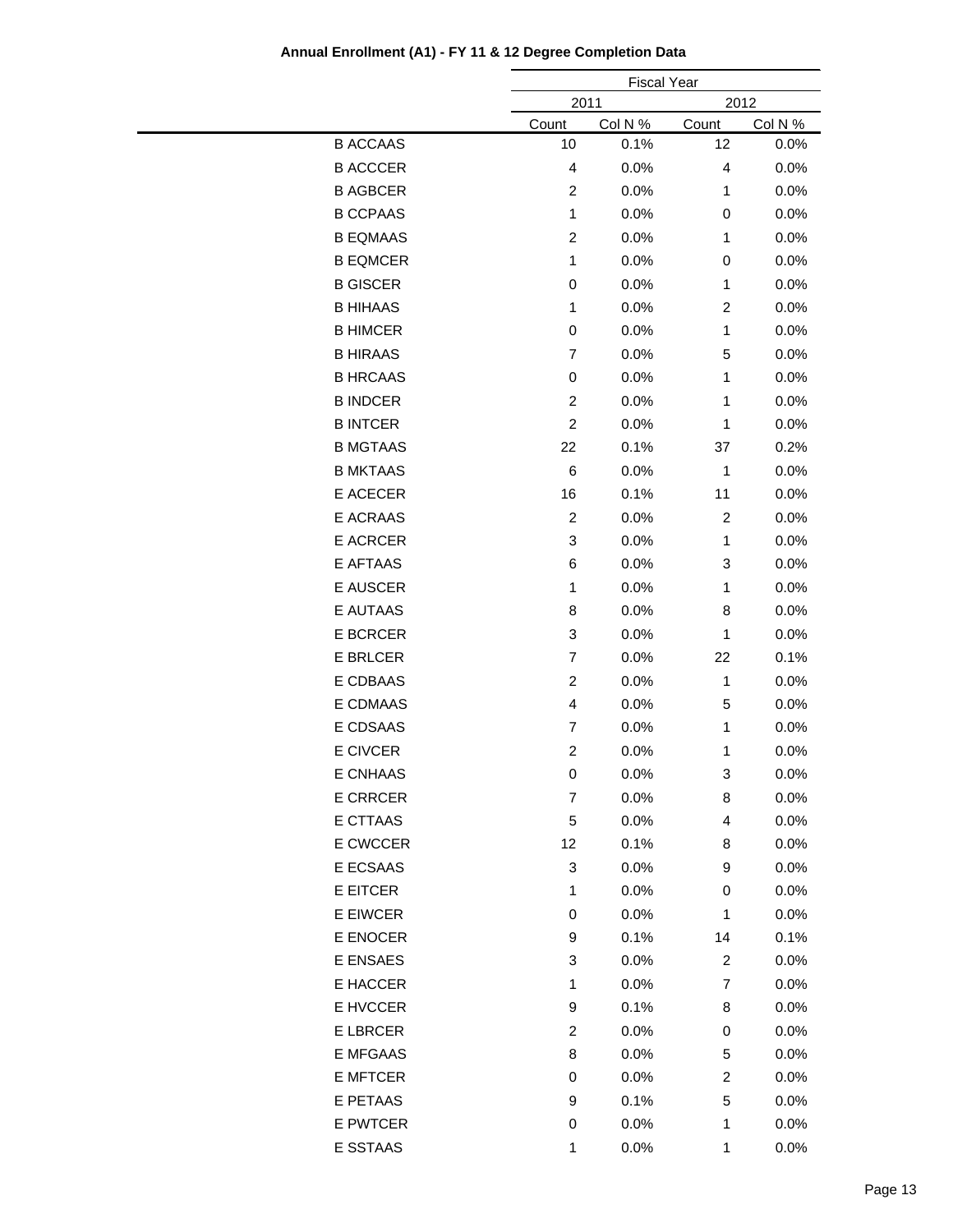## Annual Enrollment (A1) - FY 11 & 12 Degree Completion Data

| | Fiscal Year | | | |
|---|---|---|---|---|
| | 2011 | | 2012 | |
| | Count | Col N % | Count | Col N % |
| B ACCAAS | 10 | 0.1% | 12 | 0.0% |
| B ACCCER | 4 | 0.0% | 4 | 0.0% |
| B AGBCER | 2 | 0.0% | 1 | 0.0% |
| B CCPAAS | 1 | 0.0% | 0 | 0.0% |
| B EQMAAS | 2 | 0.0% | 1 | 0.0% |
| B EQMCER | 1 | 0.0% | 0 | 0.0% |
| B GISCER | 0 | 0.0% | 1 | 0.0% |
| B HIHAAS | 1 | 0.0% | 2 | 0.0% |
| B HIMCER | 0 | 0.0% | 1 | 0.0% |
| B HIRAAS | 7 | 0.0% | 5 | 0.0% |
| B HRCAAS | 0 | 0.0% | 1 | 0.0% |
| B INDCER | 2 | 0.0% | 1 | 0.0% |
| B INTCER | 2 | 0.0% | 1 | 0.0% |
| B MGTAAS | 22 | 0.1% | 37 | 0.2% |
| B MKTAAS | 6 | 0.0% | 1 | 0.0% |
| E ACECER | 16 | 0.1% | 11 | 0.0% |
| E ACRAAS | 2 | 0.0% | 2 | 0.0% |
| E ACRCER | 3 | 0.0% | 1 | 0.0% |
| E AFTAAS | 6 | 0.0% | 3 | 0.0% |
| E AUSCER | 1 | 0.0% | 1 | 0.0% |
| E AUTAAS | 8 | 0.0% | 8 | 0.0% |
| E BCRCER | 3 | 0.0% | 1 | 0.0% |
| E BRLCER | 7 | 0.0% | 22 | 0.1% |
| E CDBAAS | 2 | 0.0% | 1 | 0.0% |
| E CDMAAS | 4 | 0.0% | 5 | 0.0% |
| E CDSAAS | 7 | 0.0% | 1 | 0.0% |
| E CIVCER | 2 | 0.0% | 1 | 0.0% |
| E CNHAAS | 0 | 0.0% | 3 | 0.0% |
| E CRRCER | 7 | 0.0% | 8 | 0.0% |
| E CTTAAS | 5 | 0.0% | 4 | 0.0% |
| E CWCCER | 12 | 0.1% | 8 | 0.0% |
| E ECSAAS | 3 | 0.0% | 9 | 0.0% |
| E EITCER | 1 | 0.0% | 0 | 0.0% |
| E EIWCER | 0 | 0.0% | 1 | 0.0% |
| E ENOCER | 9 | 0.1% | 14 | 0.1% |
| E ENSAES | 3 | 0.0% | 2 | 0.0% |
| E HACCER | 1 | 0.0% | 7 | 0.0% |
| E HVCCER | 9 | 0.1% | 8 | 0.0% |
| E LBRCER | 2 | 0.0% | 0 | 0.0% |
| E MFGAAS | 8 | 0.0% | 5 | 0.0% |
| E MFTCER | 0 | 0.0% | 2 | 0.0% |
| E PETAAS | 9 | 0.1% | 5 | 0.0% |
| E PWTCER | 0 | 0.0% | 1 | 0.0% |
| E SSTAAS | 1 | 0.0% | 1 | 0.0% |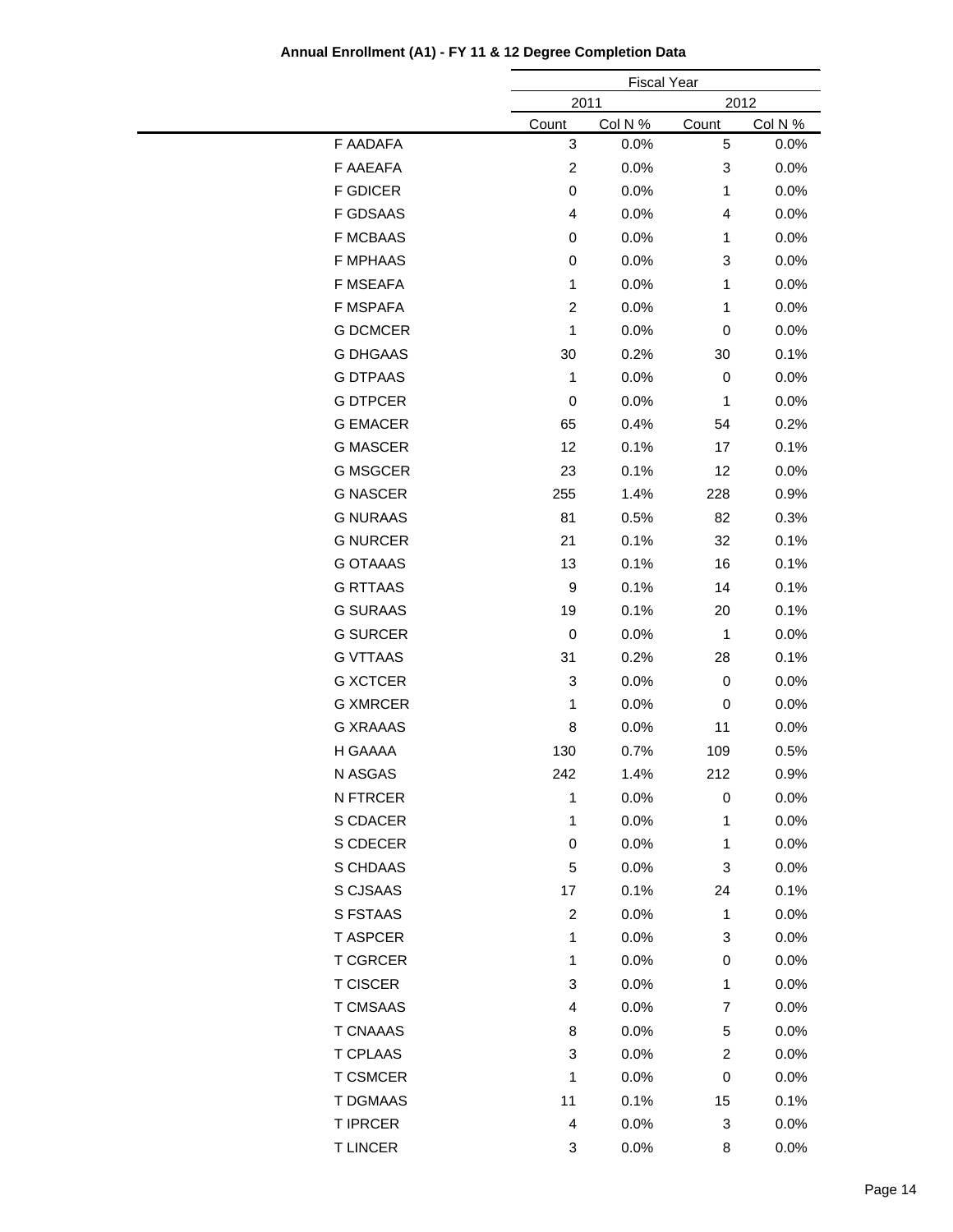**Annual Enrollment (A1) - FY 11 & 12 Degree Completion Data**

| | Fiscal Year | | | |
|---|---|---|---|---|
| | 2011 | | 2012 | |
| | Count | Col N % | Count | Col N % |
| F AADAFA | 3 | 0.0% | 5 | 0.0% |
| F AAEAFA | 2 | 0.0% | 3 | 0.0% |
| F GDICER | 0 | 0.0% | 1 | 0.0% |
| F GDSAAS | 4 | 0.0% | 4 | 0.0% |
| F MCBAAS | 0 | 0.0% | 1 | 0.0% |
| F MPHAAS | 0 | 0.0% | 3 | 0.0% |
| F MSEAFA | 1 | 0.0% | 1 | 0.0% |
| F MSPAFA | 2 | 0.0% | 1 | 0.0% |
| G DCMCER | 1 | 0.0% | 0 | 0.0% |
| G DHGAAS | 30 | 0.2% | 30 | 0.1% |
| G DTPAAS | 1 | 0.0% | 0 | 0.0% |
| G DTPCER | 0 | 0.0% | 1 | 0.0% |
| G EMACER | 65 | 0.4% | 54 | 0.2% |
| G MASCER | 12 | 0.1% | 17 | 0.1% |
| G MSGCER | 23 | 0.1% | 12 | 0.0% |
| G NASCER | 255 | 1.4% | 228 | 0.9% |
| G NURAAS | 81 | 0.5% | 82 | 0.3% |
| G NURCER | 21 | 0.1% | 32 | 0.1% |
| G OTAAAS | 13 | 0.1% | 16 | 0.1% |
| G RTTAAS | 9 | 0.1% | 14 | 0.1% |
| G SURAAS | 19 | 0.1% | 20 | 0.1% |
| G SURCER | 0 | 0.0% | 1 | 0.0% |
| G VTTAAS | 31 | 0.2% | 28 | 0.1% |
| G XCTCER | 3 | 0.0% | 0 | 0.0% |
| G XMRCER | 1 | 0.0% | 0 | 0.0% |
| G XRAAAS | 8 | 0.0% | 11 | 0.0% |
| H GAAAA | 130 | 0.7% | 109 | 0.5% |
| N ASGAS | 242 | 1.4% | 212 | 0.9% |
| N FTRCER | 1 | 0.0% | 0 | 0.0% |
| S CDACER | 1 | 0.0% | 1 | 0.0% |
| S CDECER | 0 | 0.0% | 1 | 0.0% |
| S CHDAAS | 5 | 0.0% | 3 | 0.0% |
| S CJSAAS | 17 | 0.1% | 24 | 0.1% |
| S FSTAAS | 2 | 0.0% | 1 | 0.0% |
| T ASPCER | 1 | 0.0% | 3 | 0.0% |
| T CGRCER | 1 | 0.0% | 0 | 0.0% |
| T CISCER | 3 | 0.0% | 1 | 0.0% |
| T CMSAAS | 4 | 0.0% | 7 | 0.0% |
| T CNAAAS | 8 | 0.0% | 5 | 0.0% |
| T CPLAAS | 3 | 0.0% | 2 | 0.0% |
| T CSMCER | 1 | 0.0% | 0 | 0.0% |
| T DGMAAS | 11 | 0.1% | 15 | 0.1% |
| T IPRCER | 4 | 0.0% | 3 | 0.0% |
| T LINCER | 3 | 0.0% | 8 | 0.0% |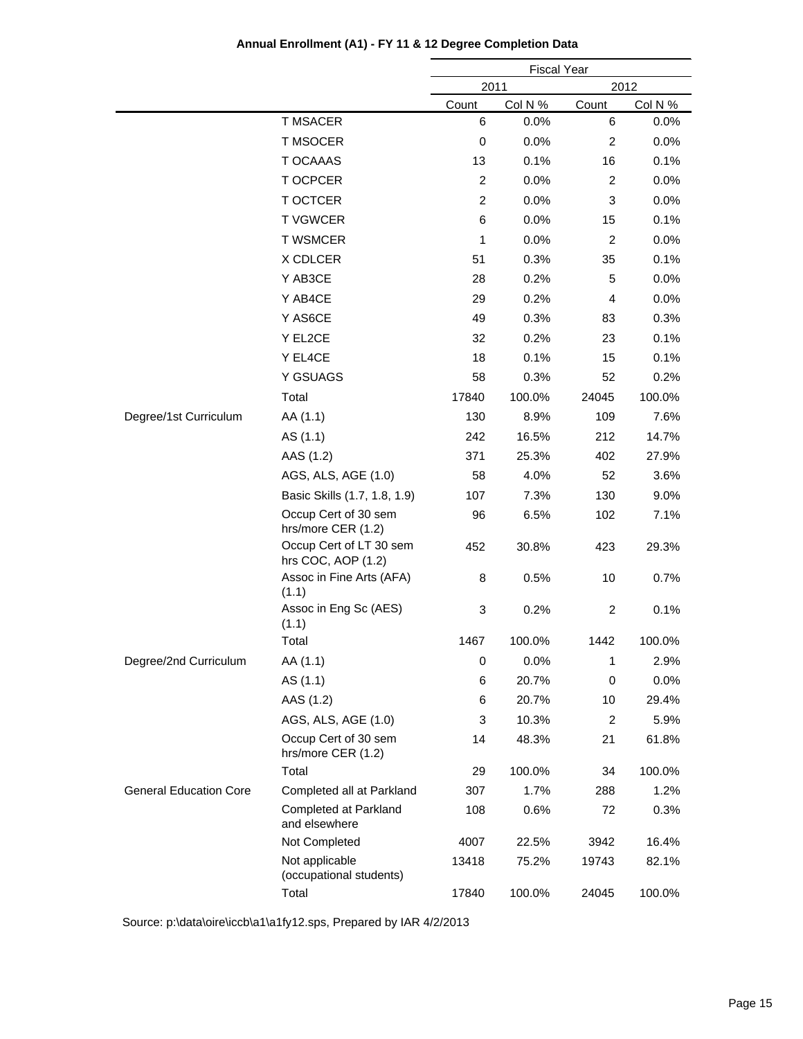**Annual Enrollment (A1) - FY 11 & 12 Degree Completion Data**

| | | Fiscal Year | | | |
|---|---|---|---|---|---|
| | | 2011 | | 2012 | |
| | | Count | Col N % | Count | Col N % |
| | T MSACER | 6 | 0.0% | 6 | 0.0% |
| | T MSOCER | 0 | 0.0% | 2 | 0.0% |
| | T OCAAAS | 13 | 0.1% | 16 | 0.1% |
| | T OCPCER | 2 | 0.0% | 2 | 0.0% |
| | T OCTCER | 2 | 0.0% | 3 | 0.0% |
| | T VGWCER | 6 | 0.0% | 15 | 0.1% |
| | T WSMCER | 1 | 0.0% | 2 | 0.0% |
| | X CDLCER | 51 | 0.3% | 35 | 0.1% |
| | Y AB3CE | 28 | 0.2% | 5 | 0.0% |
| | Y AB4CE | 29 | 0.2% | 4 | 0.0% |
| | Y AS6CE | 49 | 0.3% | 83 | 0.3% |
| | Y EL2CE | 32 | 0.2% | 23 | 0.1% |
| | Y EL4CE | 18 | 0.1% | 15 | 0.1% |
| | Y GSUAGS | 58 | 0.3% | 52 | 0.2% |
| | Total | 17840 | 100.0% | 24045 | 100.0% |
| Degree/1st Curriculum | AA (1.1) | 130 | 8.9% | 109 | 7.6% |
| | AS (1.1) | 242 | 16.5% | 212 | 14.7% |
| | AAS (1.2) | 371 | 25.3% | 402 | 27.9% |
| | AGS, ALS, AGE (1.0) | 58 | 4.0% | 52 | 3.6% |
| | Basic Skills (1.7, 1.8, 1.9) | 107 | 7.3% | 130 | 9.0% |
| | Occup Cert of 30 sem hrs/more CER (1.2) | 96 | 6.5% | 102 | 7.1% |
| | Occup Cert of LT 30 sem hrs COC, AOP (1.2) | 452 | 30.8% | 423 | 29.3% |
| | Assoc in Fine Arts (AFA) (1.1) | 8 | 0.5% | 10 | 0.7% |
| | Assoc in Eng Sc (AES) (1.1) | 3 | 0.2% | 2 | 0.1% |
| | Total | 1467 | 100.0% | 1442 | 100.0% |
| Degree/2nd Curriculum | AA (1.1) | 0 | 0.0% | 1 | 2.9% |
| | AS (1.1) | 6 | 20.7% | 0 | 0.0% |
| | AAS (1.2) | 6 | 20.7% | 10 | 29.4% |
| | AGS, ALS, AGE (1.0) | 3 | 10.3% | 2 | 5.9% |
| | Occup Cert of 30 sem hrs/more CER (1.2) | 14 | 48.3% | 21 | 61.8% |
| | Total | 29 | 100.0% | 34 | 100.0% |
| General Education Core | Completed all at Parkland | 307 | 1.7% | 288 | 1.2% |
| | Completed at Parkland and elsewhere | 108 | 0.6% | 72 | 0.3% |
| | Not Completed | 4007 | 22.5% | 3942 | 16.4% |
| | Not applicable (occupational students) | 13418 | 75.2% | 19743 | 82.1% |
| | Total | 17840 | 100.0% | 24045 | 100.0% |

Source: p:\data\oire\iccb\a1\a1fy12.sps, Prepared by IAR 4/2/2013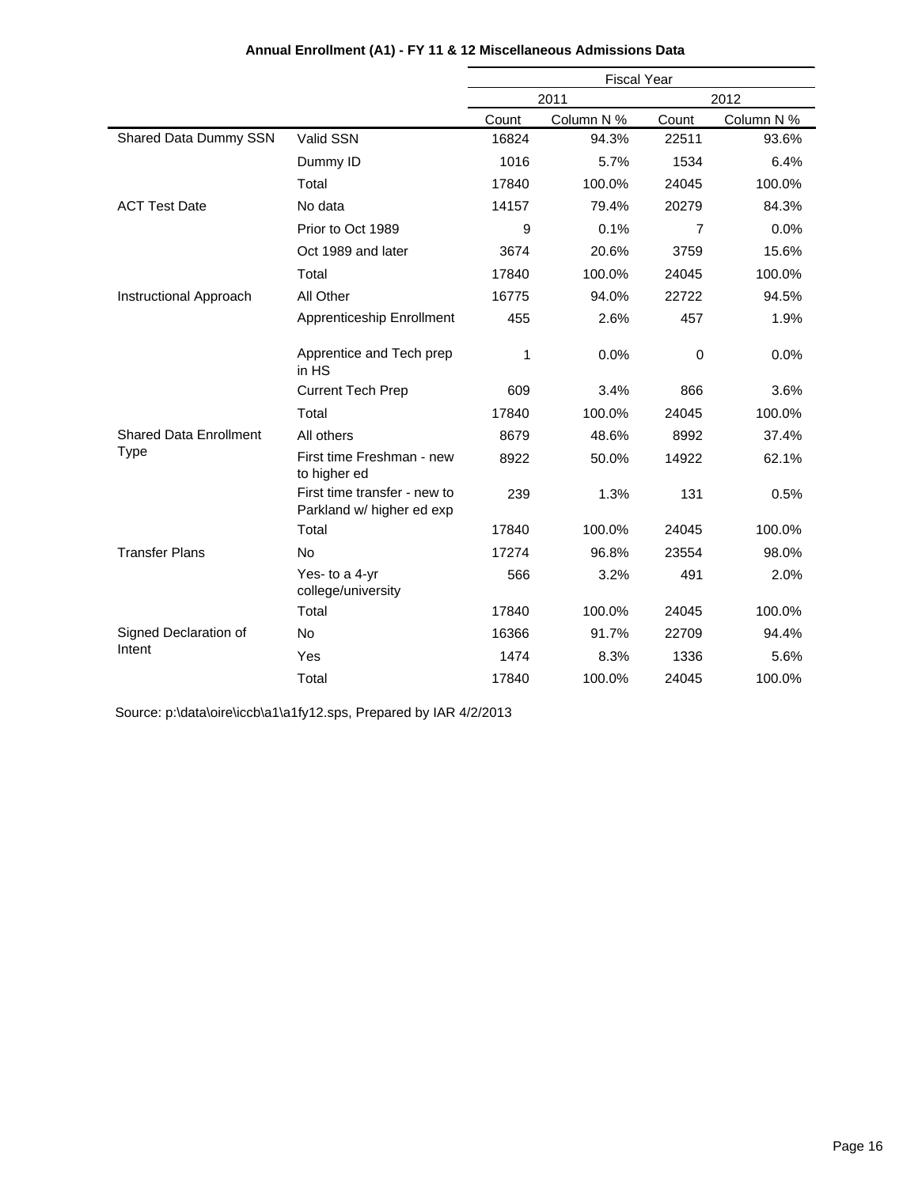**Annual Enrollment (A1) - FY 11 & 12 Miscellaneous Admissions Data**

| | | Fiscal Year | | | |
|---|---|---|---|---|---|
| | | 2011 | | 2012 | |
| | | Count | Column N % | Count | Column N % |
| Shared Data Dummy SSN | Valid SSN | 16824 | 94.3% | 22511 | 93.6% |
| | Dummy ID | 1016 | 5.7% | 1534 | 6.4% |
| | Total | 17840 | 100.0% | 24045 | 100.0% |
| ACT Test Date | No data | 14157 | 79.4% | 20279 | 84.3% |
| | Prior to Oct 1989 | 9 | 0.1% | 7 | 0.0% |
| | Oct 1989 and later | 3674 | 20.6% | 3759 | 15.6% |
| | Total | 17840 | 100.0% | 24045 | 100.0% |
| Instructional Approach | All Other | 16775 | 94.0% | 22722 | 94.5% |
| | Apprenticeship Enrollment | 455 | 2.6% | 457 | 1.9% |
| | Apprentice and Tech prep in HS | 1 | 0.0% | 0 | 0.0% |
| | Current Tech Prep | 609 | 3.4% | 866 | 3.6% |
| | Total | 17840 | 100.0% | 24045 | 100.0% |
| Shared Data Enrollment Type | All others | 8679 | 48.6% | 8992 | 37.4% |
| | First time Freshman - new to higher ed | 8922 | 50.0% | 14922 | 62.1% |
| | First time transfer - new to Parkland w/ higher ed exp | 239 | 1.3% | 131 | 0.5% |
| | Total | 17840 | 100.0% | 24045 | 100.0% |
| Transfer Plans | No | 17274 | 96.8% | 23554 | 98.0% |
| | Yes- to a 4-yr college/university | 566 | 3.2% | 491 | 2.0% |
| | Total | 17840 | 100.0% | 24045 | 100.0% |
| Signed Declaration of Intent | No | 16366 | 91.7% | 22709 | 94.4% |
| | Yes | 1474 | 8.3% | 1336 | 5.6% |
| | Total | 17840 | 100.0% | 24045 | 100.0% |

Source: p:\data\oire\iccb\a1\a1fy12.sps, Prepared by IAR 4/2/2013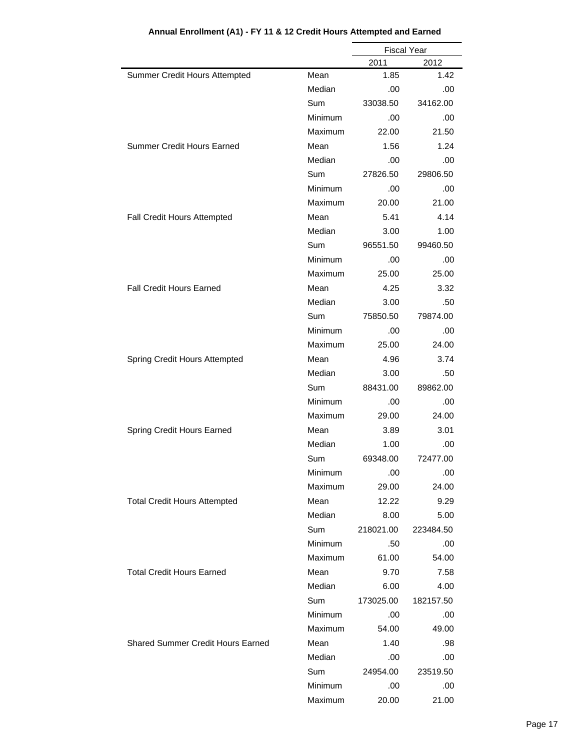**Annual Enrollment (A1) - FY 11 & 12 Credit Hours Attempted and Earned**

| | | Fiscal Year | |
|---|---|---|---|
| | | 2011 | 2012 |
| Summer Credit Hours Attempted | Mean | 1.85 | 1.42 |
| | Median | .00 | .00 |
| | Sum | 33038.50 | 34162.00 |
| | Minimum | .00 | .00 |
| | Maximum | 22.00 | 21.50 |
| Summer Credit Hours Earned | Mean | 1.56 | 1.24 |
| | Median | .00 | .00 |
| | Sum | 27826.50 | 29806.50 |
| | Minimum | .00 | .00 |
| | Maximum | 20.00 | 21.00 |
| Fall Credit Hours Attempted | Mean | 5.41 | 4.14 |
| | Median | 3.00 | 1.00 |
| | Sum | 96551.50 | 99460.50 |
| | Minimum | .00 | .00 |
| | Maximum | 25.00 | 25.00 |
| Fall Credit Hours Earned | Mean | 4.25 | 3.32 |
| | Median | 3.00 | .50 |
| | Sum | 75850.50 | 79874.00 |
| | Minimum | .00 | .00 |
| | Maximum | 25.00 | 24.00 |
| Spring Credit Hours Attempted | Mean | 4.96 | 3.74 |
| | Median | 3.00 | .50 |
| | Sum | 88431.00 | 89862.00 |
| | Minimum | .00 | .00 |
| | Maximum | 29.00 | 24.00 |
| Spring Credit Hours Earned | Mean | 3.89 | 3.01 |
| | Median | 1.00 | .00 |
| | Sum | 69348.00 | 72477.00 |
| | Minimum | .00 | .00 |
| | Maximum | 29.00 | 24.00 |
| Total Credit Hours Attempted | Mean | 12.22 | 9.29 |
| | Median | 8.00 | 5.00 |
| | Sum | 218021.00 | 223484.50 |
| | Minimum | .50 | .00 |
| | Maximum | 61.00 | 54.00 |
| Total Credit Hours Earned | Mean | 9.70 | 7.58 |
| | Median | 6.00 | 4.00 |
| | Sum | 173025.00 | 182157.50 |
| | Minimum | .00 | .00 |
| | Maximum | 54.00 | 49.00 |
| Shared Summer Credit Hours Earned | Mean | 1.40 | .98 |
| | Median | .00 | .00 |
| | Sum | 24954.00 | 23519.50 |
| | Minimum | .00 | .00 |
| | Maximum | 20.00 | 21.00 |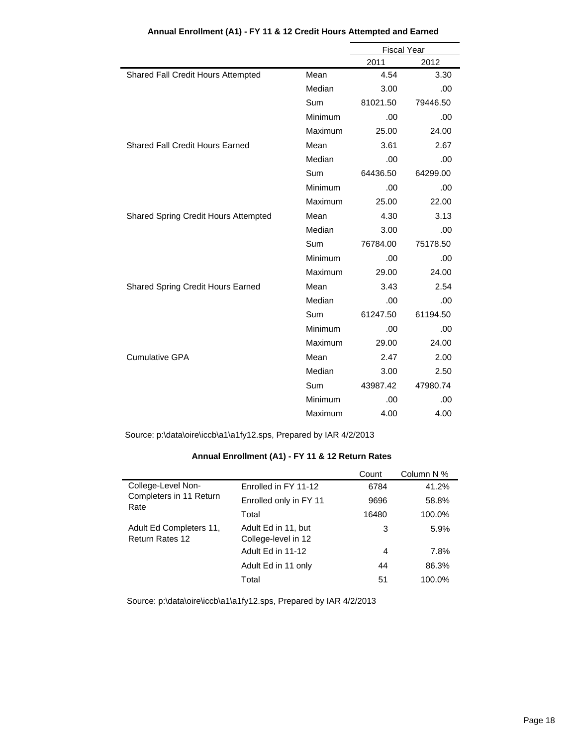**Annual Enrollment (A1) - FY 11 & 12 Credit Hours Attempted and Earned**

| | | Fiscal Year | |
|---|---|---|---|
| | | 2011 | 2012 |
| Shared Fall Credit Hours Attempted | Mean | 4.54 | 3.30 |
| | Median | 3.00 | .00 |
| | Sum | 81021.50 | 79446.50 |
| | Minimum | .00 | .00 |
| | Maximum | 25.00 | 24.00 |
| Shared Fall Credit Hours Earned | Mean | 3.61 | 2.67 |
| | Median | .00 | .00 |
| | Sum | 64436.50 | 64299.00 |
| | Minimum | .00 | .00 |
| | Maximum | 25.00 | 22.00 |
| Shared Spring Credit Hours Attempted | Mean | 4.30 | 3.13 |
| | Median | 3.00 | .00 |
| | Sum | 76784.00 | 75178.50 |
| | Minimum | .00 | .00 |
| | Maximum | 29.00 | 24.00 |
| Shared Spring Credit Hours Earned | Mean | 3.43 | 2.54 |
| | Median | .00 | .00 |
| | Sum | 61247.50 | 61194.50 |
| | Minimum | .00 | .00 |
| | Maximum | 29.00 | 24.00 |
| Cumulative GPA | Mean | 2.47 | 2.00 |
| | Median | 3.00 | 2.50 |
| | Sum | 43987.42 | 47980.74 |
| | Minimum | .00 | .00 |
| | Maximum | 4.00 | 4.00 |

Source: p:\data\oire\iccb\a1\a1fy12.sps, Prepared by IAR 4/2/2013

**Annual Enrollment (A1) - FY 11 & 12 Return Rates**

| | | Count | Column N % |
|---|---|---|---|
| College-Level Non-Completers in 11 Return Rate | Enrolled in FY 11-12 | 6784 | 41.2% |
| | Enrolled only in FY 11 | 9696 | 58.8% |
| | Total | 16480 | 100.0% |
| Adult Ed Completers 11, Return Rates 12 | Adult Ed in 11, but College-level in 12 | 3 | 5.9% |
| | Adult Ed in 11-12 | 4 | 7.8% |
| | Adult Ed in 11 only | 44 | 86.3% |
| | Total | 51 | 100.0% |

Source: p:\data\oire\iccb\a1\a1fy12.sps, Prepared by IAR 4/2/2013